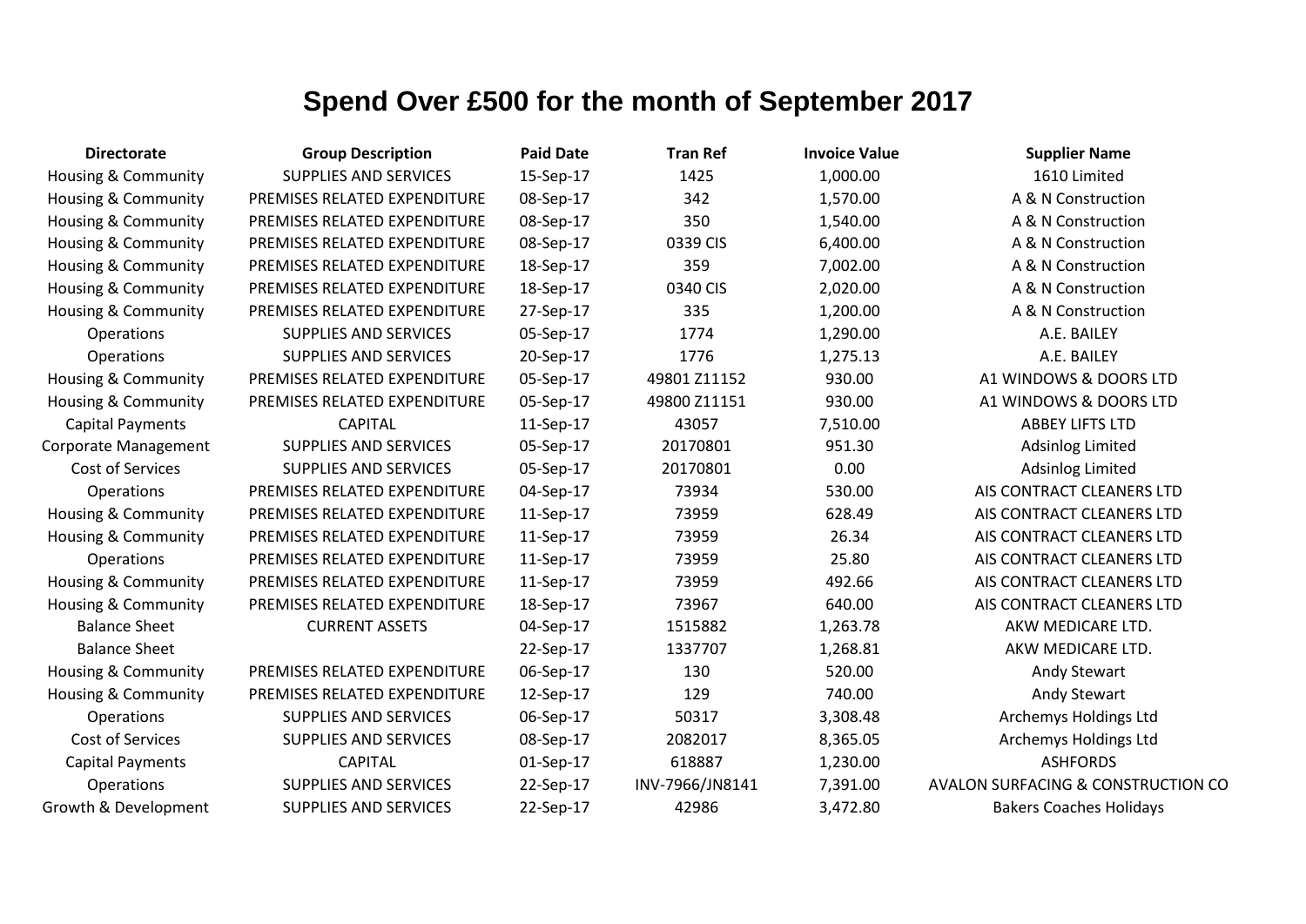# Spend Over £500 for the month of September 2017

| Directorate | Group Description | Paid Date | Tran Ref | Invoice Value | Supplier Name |
|---|---|---|---|---|---|
| Housing & Community | SUPPLIES AND SERVICES | 15-Sep-17 | 1425 | 1,000.00 | 1610 Limited |
| Housing & Community | PREMISES RELATED EXPENDITURE | 08-Sep-17 | 342 | 1,570.00 | A & N Construction |
| Housing & Community | PREMISES RELATED EXPENDITURE | 08-Sep-17 | 350 | 1,540.00 | A & N Construction |
| Housing & Community | PREMISES RELATED EXPENDITURE | 08-Sep-17 | 0339 CIS | 6,400.00 | A & N Construction |
| Housing & Community | PREMISES RELATED EXPENDITURE | 18-Sep-17 | 359 | 7,002.00 | A & N Construction |
| Housing & Community | PREMISES RELATED EXPENDITURE | 18-Sep-17 | 0340 CIS | 2,020.00 | A & N Construction |
| Housing & Community | PREMISES RELATED EXPENDITURE | 27-Sep-17 | 335 | 1,200.00 | A & N Construction |
| Operations | SUPPLIES AND SERVICES | 05-Sep-17 | 1774 | 1,290.00 | A.E. BAILEY |
| Operations | SUPPLIES AND SERVICES | 20-Sep-17 | 1776 | 1,275.13 | A.E. BAILEY |
| Housing & Community | PREMISES RELATED EXPENDITURE | 05-Sep-17 | 49801 Z11152 | 930.00 | A1 WINDOWS & DOORS LTD |
| Housing & Community | PREMISES RELATED EXPENDITURE | 05-Sep-17 | 49800 Z11151 | 930.00 | A1 WINDOWS & DOORS LTD |
| Capital Payments | CAPITAL | 11-Sep-17 | 43057 | 7,510.00 | ABBEY LIFTS LTD |
| Corporate Management | SUPPLIES AND SERVICES | 05-Sep-17 | 20170801 | 951.30 | Adsinlog Limited |
| Cost of Services | SUPPLIES AND SERVICES | 05-Sep-17 | 20170801 | 0.00 | Adsinlog Limited |
| Operations | PREMISES RELATED EXPENDITURE | 04-Sep-17 | 73934 | 530.00 | AIS CONTRACT CLEANERS LTD |
| Housing & Community | PREMISES RELATED EXPENDITURE | 11-Sep-17 | 73959 | 628.49 | AIS CONTRACT CLEANERS LTD |
| Housing & Community | PREMISES RELATED EXPENDITURE | 11-Sep-17 | 73959 | 26.34 | AIS CONTRACT CLEANERS LTD |
| Operations | PREMISES RELATED EXPENDITURE | 11-Sep-17 | 73959 | 25.80 | AIS CONTRACT CLEANERS LTD |
| Housing & Community | PREMISES RELATED EXPENDITURE | 11-Sep-17 | 73959 | 492.66 | AIS CONTRACT CLEANERS LTD |
| Housing & Community | PREMISES RELATED EXPENDITURE | 18-Sep-17 | 73967 | 640.00 | AIS CONTRACT CLEANERS LTD |
| Balance Sheet | CURRENT ASSETS | 04-Sep-17 | 1515882 | 1,263.78 | AKW MEDICARE LTD. |
| Balance Sheet | | 22-Sep-17 | 1337707 | 1,268.81 | AKW MEDICARE LTD. |
| Housing & Community | PREMISES RELATED EXPENDITURE | 06-Sep-17 | 130 | 520.00 | Andy Stewart |
| Housing & Community | PREMISES RELATED EXPENDITURE | 12-Sep-17 | 129 | 740.00 | Andy Stewart |
| Operations | SUPPLIES AND SERVICES | 06-Sep-17 | 50317 | 3,308.48 | Archemys Holdings Ltd |
| Cost of Services | SUPPLIES AND SERVICES | 08-Sep-17 | 2082017 | 8,365.05 | Archemys Holdings Ltd |
| Capital Payments | CAPITAL | 01-Sep-17 | 618887 | 1,230.00 | ASHFORDS |
| Operations | SUPPLIES AND SERVICES | 22-Sep-17 | INV-7966/JN8141 | 7,391.00 | AVALON SURFACING & CONSTRUCTION CO |
| Growth & Development | SUPPLIES AND SERVICES | 22-Sep-17 | 42986 | 3,472.80 | Bakers Coaches Holidays |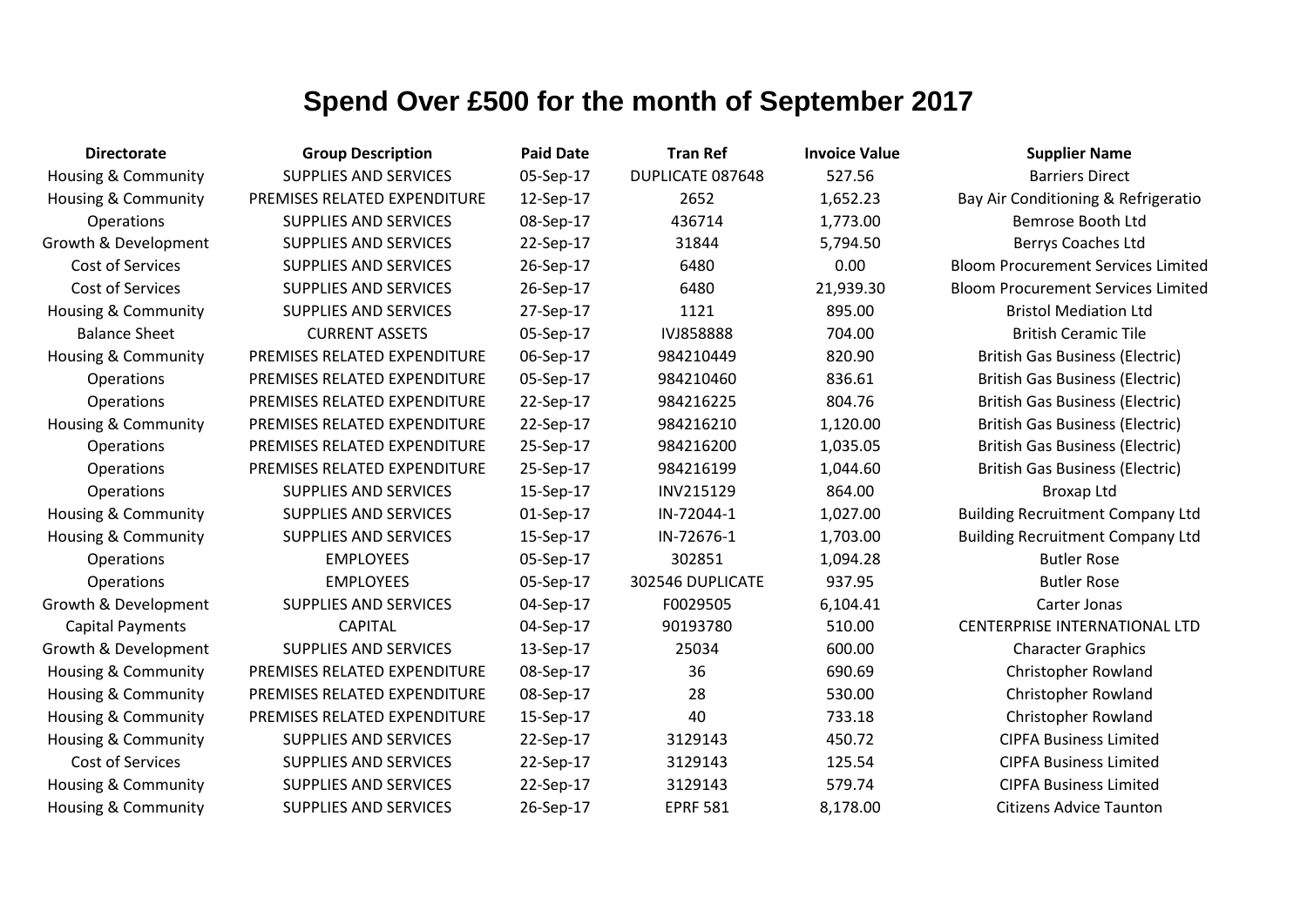# Spend Over £500 for the month of September 2017

| Directorate | Group Description | Paid Date | Tran Ref | Invoice Value | Supplier Name |
|---|---|---|---|---|---|
| Housing & Community | SUPPLIES AND SERVICES | 05-Sep-17 | DUPLICATE 087648 | 527.56 | Barriers Direct |
| Housing & Community | PREMISES RELATED EXPENDITURE | 12-Sep-17 | 2652 | 1,652.23 | Bay Air Conditioning & Refrigeratio |
| Operations | SUPPLIES AND SERVICES | 08-Sep-17 | 436714 | 1,773.00 | Bemrose Booth Ltd |
| Growth & Development | SUPPLIES AND SERVICES | 22-Sep-17 | 31844 | 5,794.50 | Berrys Coaches Ltd |
| Cost of Services | SUPPLIES AND SERVICES | 26-Sep-17 | 6480 | 0.00 | Bloom Procurement Services Limited |
| Cost of Services | SUPPLIES AND SERVICES | 26-Sep-17 | 6480 | 21,939.30 | Bloom Procurement Services Limited |
| Housing & Community | SUPPLIES AND SERVICES | 27-Sep-17 | 1121 | 895.00 | Bristol Mediation Ltd |
| Balance Sheet | CURRENT ASSETS | 05-Sep-17 | IVJ858888 | 704.00 | British Ceramic Tile |
| Housing & Community | PREMISES RELATED EXPENDITURE | 06-Sep-17 | 984210449 | 820.90 | British Gas Business (Electric) |
| Operations | PREMISES RELATED EXPENDITURE | 05-Sep-17 | 984210460 | 836.61 | British Gas Business (Electric) |
| Operations | PREMISES RELATED EXPENDITURE | 22-Sep-17 | 984216225 | 804.76 | British Gas Business (Electric) |
| Housing & Community | PREMISES RELATED EXPENDITURE | 22-Sep-17 | 984216210 | 1,120.00 | British Gas Business (Electric) |
| Operations | PREMISES RELATED EXPENDITURE | 25-Sep-17 | 984216200 | 1,035.05 | British Gas Business (Electric) |
| Operations | PREMISES RELATED EXPENDITURE | 25-Sep-17 | 984216199 | 1,044.60 | British Gas Business (Electric) |
| Operations | SUPPLIES AND SERVICES | 15-Sep-17 | INV215129 | 864.00 | Broxap Ltd |
| Housing & Community | SUPPLIES AND SERVICES | 01-Sep-17 | IN-72044-1 | 1,027.00 | Building Recruitment Company Ltd |
| Housing & Community | SUPPLIES AND SERVICES | 15-Sep-17 | IN-72676-1 | 1,703.00 | Building Recruitment Company Ltd |
| Operations | EMPLOYEES | 05-Sep-17 | 302851 | 1,094.28 | Butler Rose |
| Operations | EMPLOYEES | 05-Sep-17 | 302546 DUPLICATE | 937.95 | Butler Rose |
| Growth & Development | SUPPLIES AND SERVICES | 04-Sep-17 | F0029505 | 6,104.41 | Carter Jonas |
| Capital Payments | CAPITAL | 04-Sep-17 | 90193780 | 510.00 | CENTERPRISE INTERNATIONAL LTD |
| Growth & Development | SUPPLIES AND SERVICES | 13-Sep-17 | 25034 | 600.00 | Character Graphics |
| Housing & Community | PREMISES RELATED EXPENDITURE | 08-Sep-17 | 36 | 690.69 | Christopher Rowland |
| Housing & Community | PREMISES RELATED EXPENDITURE | 08-Sep-17 | 28 | 530.00 | Christopher Rowland |
| Housing & Community | PREMISES RELATED EXPENDITURE | 15-Sep-17 | 40 | 733.18 | Christopher Rowland |
| Housing & Community | SUPPLIES AND SERVICES | 22-Sep-17 | 3129143 | 450.72 | CIPFA Business Limited |
| Cost of Services | SUPPLIES AND SERVICES | 22-Sep-17 | 3129143 | 125.54 | CIPFA Business Limited |
| Housing & Community | SUPPLIES AND SERVICES | 22-Sep-17 | 3129143 | 579.74 | CIPFA Business Limited |
| Housing & Community | SUPPLIES AND SERVICES | 26-Sep-17 | EPRF 581 | 8,178.00 | Citizens Advice Taunton |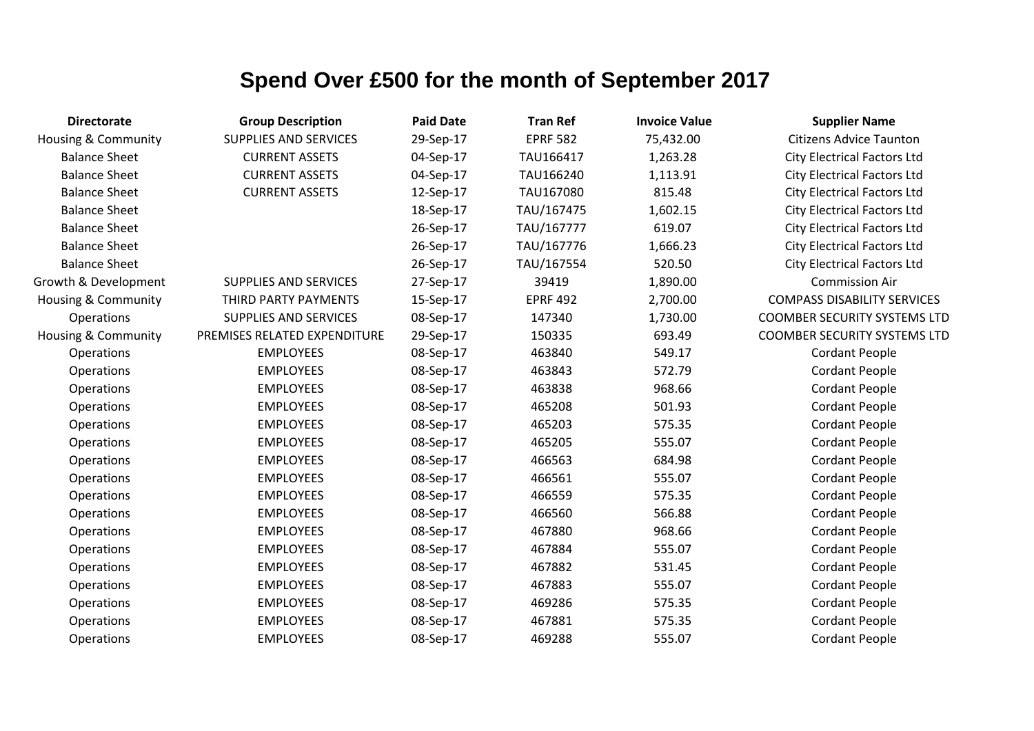# Spend Over £500 for the month of September 2017

| Directorate | Group Description | Paid Date | Tran Ref | Invoice Value | Supplier Name |
|---|---|---|---|---|---|
| Housing & Community | SUPPLIES AND SERVICES | 29-Sep-17 | EPRF 582 | 75,432.00 | Citizens Advice Taunton |
| Balance Sheet | CURRENT ASSETS | 04-Sep-17 | TAU166417 | 1,263.28 | City Electrical Factors Ltd |
| Balance Sheet | CURRENT ASSETS | 04-Sep-17 | TAU166240 | 1,113.91 | City Electrical Factors Ltd |
| Balance Sheet | CURRENT ASSETS | 12-Sep-17 | TAU167080 | 815.48 | City Electrical Factors Ltd |
| Balance Sheet | | 18-Sep-17 | TAU/167475 | 1,602.15 | City Electrical Factors Ltd |
| Balance Sheet | | 26-Sep-17 | TAU/167777 | 619.07 | City Electrical Factors Ltd |
| Balance Sheet | | 26-Sep-17 | TAU/167776 | 1,666.23 | City Electrical Factors Ltd |
| Balance Sheet | | 26-Sep-17 | TAU/167554 | 520.50 | City Electrical Factors Ltd |
| Growth & Development | SUPPLIES AND SERVICES | 27-Sep-17 | 39419 | 1,890.00 | Commission Air |
| Housing & Community | THIRD PARTY PAYMENTS | 15-Sep-17 | EPRF 492 | 2,700.00 | COMPASS DISABILITY SERVICES |
| Operations | SUPPLIES AND SERVICES | 08-Sep-17 | 147340 | 1,730.00 | COOMBER SECURITY SYSTEMS LTD |
| Housing & Community | PREMISES RELATED EXPENDITURE | 29-Sep-17 | 150335 | 693.49 | COOMBER SECURITY SYSTEMS LTD |
| Operations | EMPLOYEES | 08-Sep-17 | 463840 | 549.17 | Cordant People |
| Operations | EMPLOYEES | 08-Sep-17 | 463843 | 572.79 | Cordant People |
| Operations | EMPLOYEES | 08-Sep-17 | 463838 | 968.66 | Cordant People |
| Operations | EMPLOYEES | 08-Sep-17 | 465208 | 501.93 | Cordant People |
| Operations | EMPLOYEES | 08-Sep-17 | 465203 | 575.35 | Cordant People |
| Operations | EMPLOYEES | 08-Sep-17 | 465205 | 555.07 | Cordant People |
| Operations | EMPLOYEES | 08-Sep-17 | 466563 | 684.98 | Cordant People |
| Operations | EMPLOYEES | 08-Sep-17 | 466561 | 555.07 | Cordant People |
| Operations | EMPLOYEES | 08-Sep-17 | 466559 | 575.35 | Cordant People |
| Operations | EMPLOYEES | 08-Sep-17 | 466560 | 566.88 | Cordant People |
| Operations | EMPLOYEES | 08-Sep-17 | 467880 | 968.66 | Cordant People |
| Operations | EMPLOYEES | 08-Sep-17 | 467884 | 555.07 | Cordant People |
| Operations | EMPLOYEES | 08-Sep-17 | 467882 | 531.45 | Cordant People |
| Operations | EMPLOYEES | 08-Sep-17 | 467883 | 555.07 | Cordant People |
| Operations | EMPLOYEES | 08-Sep-17 | 469286 | 575.35 | Cordant People |
| Operations | EMPLOYEES | 08-Sep-17 | 467881 | 575.35 | Cordant People |
| Operations | EMPLOYEES | 08-Sep-17 | 469288 | 555.07 | Cordant People |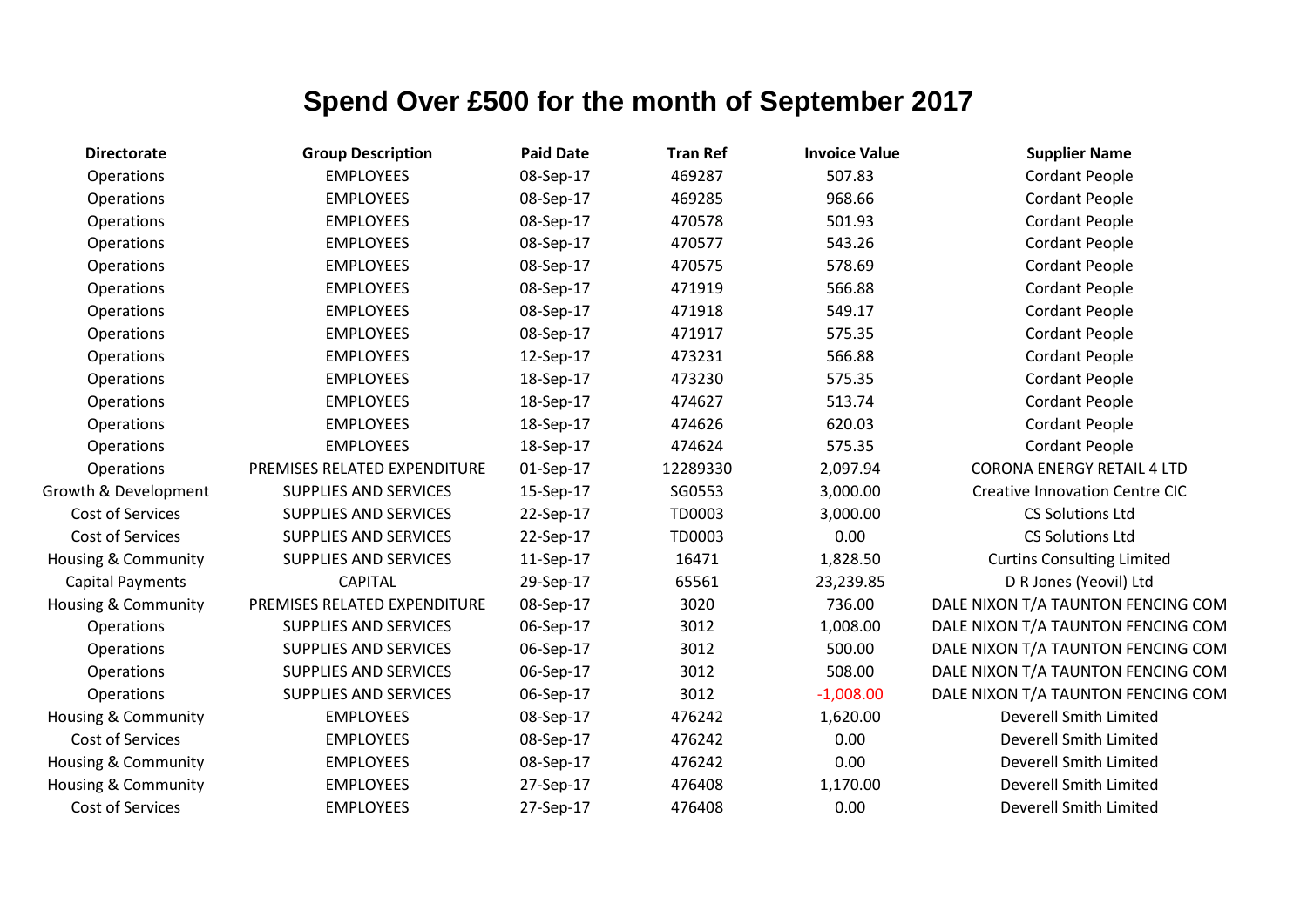# Spend Over £500 for the month of September 2017

| Directorate | Group Description | Paid Date | Tran Ref | Invoice Value | Supplier Name |
|---|---|---|---|---|---|
| Operations | EMPLOYEES | 08-Sep-17 | 469287 | 507.83 | Cordant People |
| Operations | EMPLOYEES | 08-Sep-17 | 469285 | 968.66 | Cordant People |
| Operations | EMPLOYEES | 08-Sep-17 | 470578 | 501.93 | Cordant People |
| Operations | EMPLOYEES | 08-Sep-17 | 470577 | 543.26 | Cordant People |
| Operations | EMPLOYEES | 08-Sep-17 | 470575 | 578.69 | Cordant People |
| Operations | EMPLOYEES | 08-Sep-17 | 471919 | 566.88 | Cordant People |
| Operations | EMPLOYEES | 08-Sep-17 | 471918 | 549.17 | Cordant People |
| Operations | EMPLOYEES | 08-Sep-17 | 471917 | 575.35 | Cordant People |
| Operations | EMPLOYEES | 12-Sep-17 | 473231 | 566.88 | Cordant People |
| Operations | EMPLOYEES | 18-Sep-17 | 473230 | 575.35 | Cordant People |
| Operations | EMPLOYEES | 18-Sep-17 | 474627 | 513.74 | Cordant People |
| Operations | EMPLOYEES | 18-Sep-17 | 474626 | 620.03 | Cordant People |
| Operations | EMPLOYEES | 18-Sep-17 | 474624 | 575.35 | Cordant People |
| Operations | PREMISES RELATED EXPENDITURE | 01-Sep-17 | 12289330 | 2,097.94 | CORONA ENERGY RETAIL 4 LTD |
| Growth & Development | SUPPLIES AND SERVICES | 15-Sep-17 | SG0553 | 3,000.00 | Creative Innovation Centre CIC |
| Cost of Services | SUPPLIES AND SERVICES | 22-Sep-17 | TD0003 | 3,000.00 | CS Solutions Ltd |
| Cost of Services | SUPPLIES AND SERVICES | 22-Sep-17 | TD0003 | 0.00 | CS Solutions Ltd |
| Housing & Community | SUPPLIES AND SERVICES | 11-Sep-17 | 16471 | 1,828.50 | Curtins Consulting Limited |
| Capital Payments | CAPITAL | 29-Sep-17 | 65561 | 23,239.85 | D R Jones (Yeovil) Ltd |
| Housing & Community | PREMISES RELATED EXPENDITURE | 08-Sep-17 | 3020 | 736.00 | DALE NIXON T/A TAUNTON FENCING COM |
| Operations | SUPPLIES AND SERVICES | 06-Sep-17 | 3012 | 1,008.00 | DALE NIXON T/A TAUNTON FENCING COM |
| Operations | SUPPLIES AND SERVICES | 06-Sep-17 | 3012 | 500.00 | DALE NIXON T/A TAUNTON FENCING COM |
| Operations | SUPPLIES AND SERVICES | 06-Sep-17 | 3012 | 508.00 | DALE NIXON T/A TAUNTON FENCING COM |
| Operations | SUPPLIES AND SERVICES | 06-Sep-17 | 3012 | -1,008.00 | DALE NIXON T/A TAUNTON FENCING COM |
| Housing & Community | EMPLOYEES | 08-Sep-17 | 476242 | 1,620.00 | Deverell Smith Limited |
| Cost of Services | EMPLOYEES | 08-Sep-17 | 476242 | 0.00 | Deverell Smith Limited |
| Housing & Community | EMPLOYEES | 08-Sep-17 | 476242 | 0.00 | Deverell Smith Limited |
| Housing & Community | EMPLOYEES | 27-Sep-17 | 476408 | 1,170.00 | Deverell Smith Limited |
| Cost of Services | EMPLOYEES | 27-Sep-17 | 476408 | 0.00 | Deverell Smith Limited |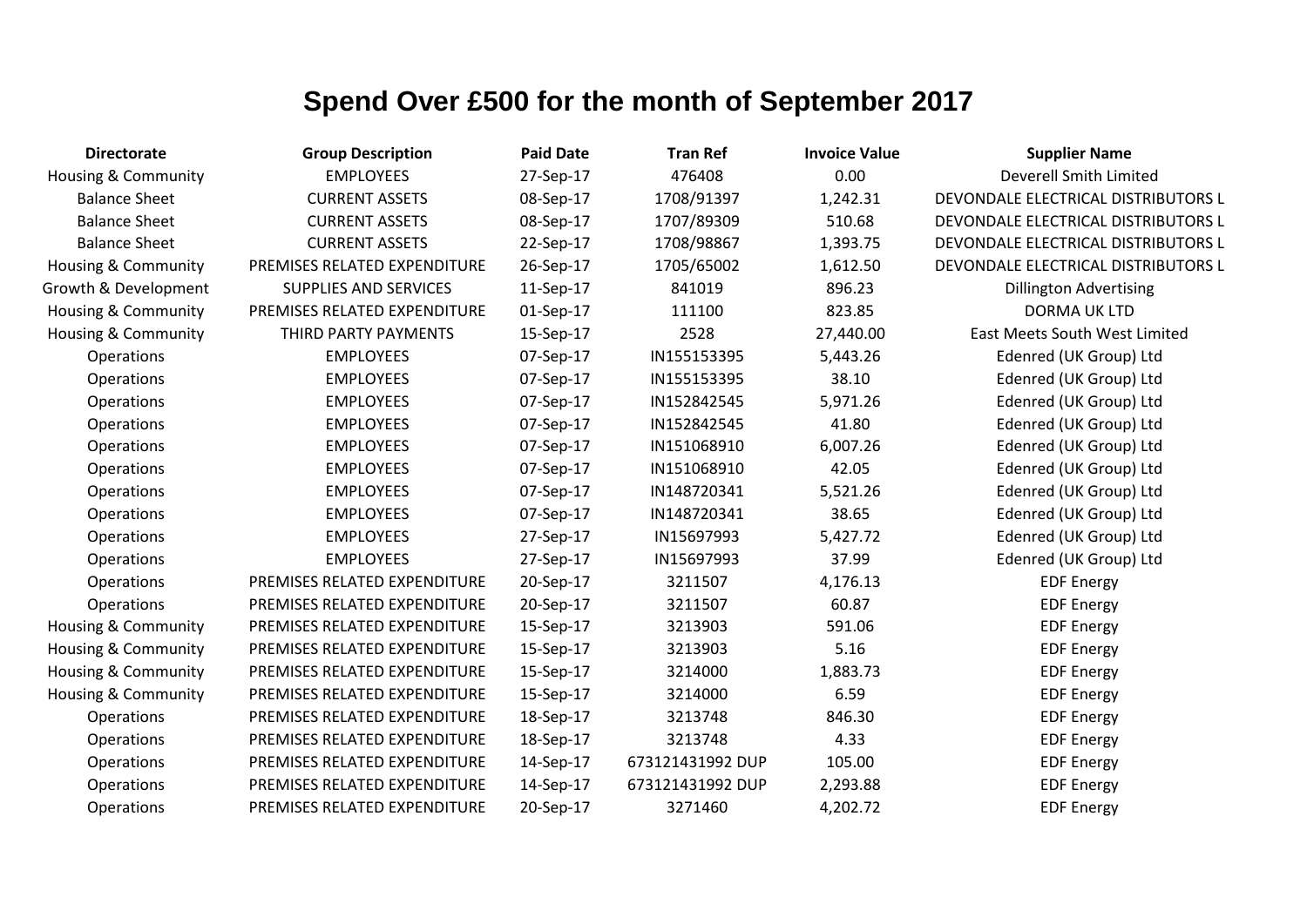# Spend Over £500 for the month of September 2017

| Directorate | Group Description | Paid Date | Tran Ref | Invoice Value | Supplier Name |
|---|---|---|---|---|---|
| Housing & Community | EMPLOYEES | 27-Sep-17 | 476408 | 0.00 | Deverell Smith Limited |
| Balance Sheet | CURRENT ASSETS | 08-Sep-17 | 1708/91397 | 1,242.31 | DEVONDALE ELECTRICAL DISTRIBUTORS L |
| Balance Sheet | CURRENT ASSETS | 08-Sep-17 | 1707/89309 | 510.68 | DEVONDALE ELECTRICAL DISTRIBUTORS L |
| Balance Sheet | CURRENT ASSETS | 22-Sep-17 | 1708/98867 | 1,393.75 | DEVONDALE ELECTRICAL DISTRIBUTORS L |
| Housing & Community | PREMISES RELATED EXPENDITURE | 26-Sep-17 | 1705/65002 | 1,612.50 | DEVONDALE ELECTRICAL DISTRIBUTORS L |
| Growth & Development | SUPPLIES AND SERVICES | 11-Sep-17 | 841019 | 896.23 | Dillington Advertising |
| Housing & Community | PREMISES RELATED EXPENDITURE | 01-Sep-17 | 111100 | 823.85 | DORMA UK LTD |
| Housing & Community | THIRD PARTY PAYMENTS | 15-Sep-17 | 2528 | 27,440.00 | East Meets South West Limited |
| Operations | EMPLOYEES | 07-Sep-17 | IN155153395 | 5,443.26 | Edenred (UK Group) Ltd |
| Operations | EMPLOYEES | 07-Sep-17 | IN155153395 | 38.10 | Edenred (UK Group) Ltd |
| Operations | EMPLOYEES | 07-Sep-17 | IN152842545 | 5,971.26 | Edenred (UK Group) Ltd |
| Operations | EMPLOYEES | 07-Sep-17 | IN152842545 | 41.80 | Edenred (UK Group) Ltd |
| Operations | EMPLOYEES | 07-Sep-17 | IN151068910 | 6,007.26 | Edenred (UK Group) Ltd |
| Operations | EMPLOYEES | 07-Sep-17 | IN151068910 | 42.05 | Edenred (UK Group) Ltd |
| Operations | EMPLOYEES | 07-Sep-17 | IN148720341 | 5,521.26 | Edenred (UK Group) Ltd |
| Operations | EMPLOYEES | 07-Sep-17 | IN148720341 | 38.65 | Edenred (UK Group) Ltd |
| Operations | EMPLOYEES | 27-Sep-17 | IN15697993 | 5,427.72 | Edenred (UK Group) Ltd |
| Operations | EMPLOYEES | 27-Sep-17 | IN15697993 | 37.99 | Edenred (UK Group) Ltd |
| Operations | PREMISES RELATED EXPENDITURE | 20-Sep-17 | 3211507 | 4,176.13 | EDF Energy |
| Operations | PREMISES RELATED EXPENDITURE | 20-Sep-17 | 3211507 | 60.87 | EDF Energy |
| Housing & Community | PREMISES RELATED EXPENDITURE | 15-Sep-17 | 3213903 | 591.06 | EDF Energy |
| Housing & Community | PREMISES RELATED EXPENDITURE | 15-Sep-17 | 3213903 | 5.16 | EDF Energy |
| Housing & Community | PREMISES RELATED EXPENDITURE | 15-Sep-17 | 3214000 | 1,883.73 | EDF Energy |
| Housing & Community | PREMISES RELATED EXPENDITURE | 15-Sep-17 | 3214000 | 6.59 | EDF Energy |
| Operations | PREMISES RELATED EXPENDITURE | 18-Sep-17 | 3213748 | 846.30 | EDF Energy |
| Operations | PREMISES RELATED EXPENDITURE | 18-Sep-17 | 3213748 | 4.33 | EDF Energy |
| Operations | PREMISES RELATED EXPENDITURE | 14-Sep-17 | 673121431992 DUP | 105.00 | EDF Energy |
| Operations | PREMISES RELATED EXPENDITURE | 14-Sep-17 | 673121431992 DUP | 2,293.88 | EDF Energy |
| Operations | PREMISES RELATED EXPENDITURE | 20-Sep-17 | 3271460 | 4,202.72 | EDF Energy |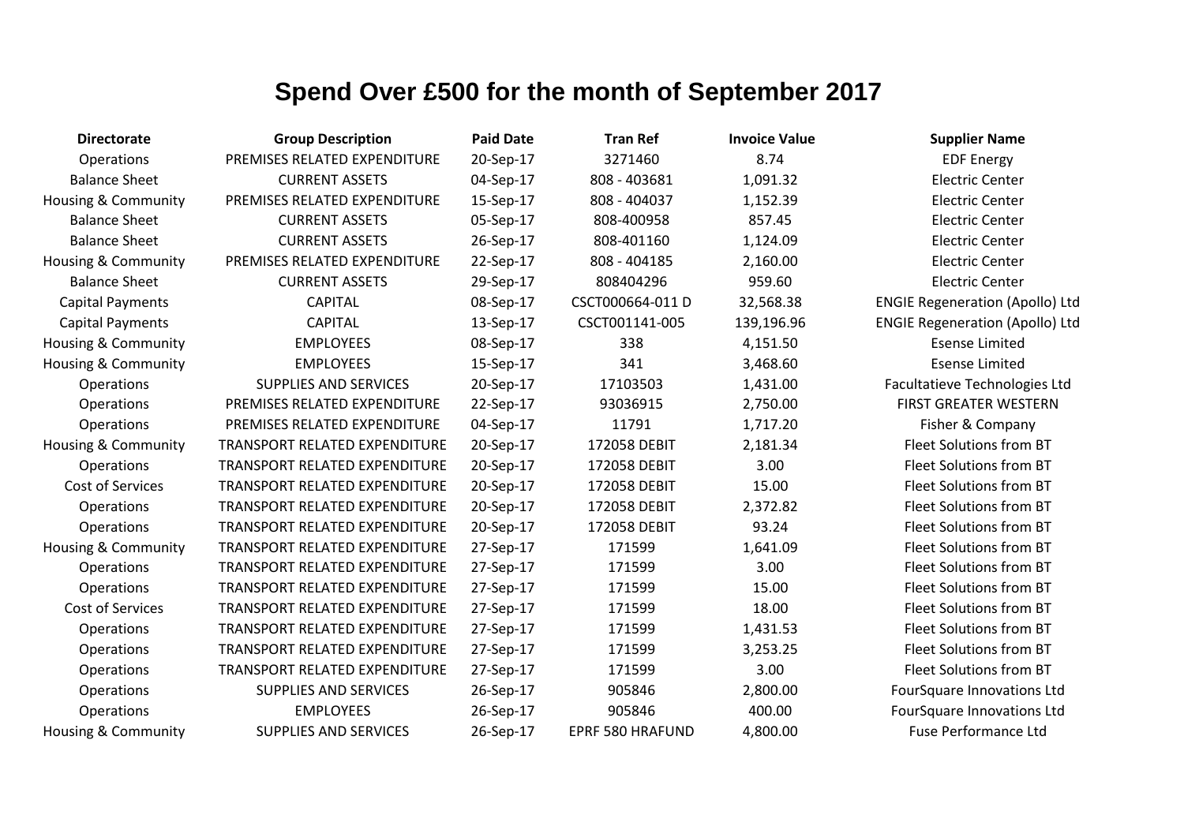# Spend Over £500 for the month of September 2017

| Directorate | Group Description | Paid Date | Tran Ref | Invoice Value | Supplier Name |
|---|---|---|---|---|---|
| Operations | PREMISES RELATED EXPENDITURE | 20-Sep-17 | 3271460 | 8.74 | EDF Energy |
| Balance Sheet | CURRENT ASSETS | 04-Sep-17 | 808 - 403681 | 1,091.32 | Electric Center |
| Housing & Community | PREMISES RELATED EXPENDITURE | 15-Sep-17 | 808 - 404037 | 1,152.39 | Electric Center |
| Balance Sheet | CURRENT ASSETS | 05-Sep-17 | 808-400958 | 857.45 | Electric Center |
| Balance Sheet | CURRENT ASSETS | 26-Sep-17 | 808-401160 | 1,124.09 | Electric Center |
| Housing & Community | PREMISES RELATED EXPENDITURE | 22-Sep-17 | 808 - 404185 | 2,160.00 | Electric Center |
| Balance Sheet | CURRENT ASSETS | 29-Sep-17 | 808404296 | 959.60 | Electric Center |
| Capital Payments | CAPITAL | 08-Sep-17 | CSCT000664-011 D | 32,568.38 | ENGIE Regeneration (Apollo) Ltd |
| Capital Payments | CAPITAL | 13-Sep-17 | CSCT001141-005 | 139,196.96 | ENGIE Regeneration (Apollo) Ltd |
| Housing & Community | EMPLOYEES | 08-Sep-17 | 338 | 4,151.50 | Esense Limited |
| Housing & Community | EMPLOYEES | 15-Sep-17 | 341 | 3,468.60 | Esense Limited |
| Operations | SUPPLIES AND SERVICES | 20-Sep-17 | 17103503 | 1,431.00 | Facultatieve Technologies Ltd |
| Operations | PREMISES RELATED EXPENDITURE | 22-Sep-17 | 93036915 | 2,750.00 | FIRST GREATER WESTERN |
| Operations | PREMISES RELATED EXPENDITURE | 04-Sep-17 | 11791 | 1,717.20 | Fisher & Company |
| Housing & Community | TRANSPORT RELATED EXPENDITURE | 20-Sep-17 | 172058 DEBIT | 2,181.34 | Fleet Solutions from BT |
| Operations | TRANSPORT RELATED EXPENDITURE | 20-Sep-17 | 172058 DEBIT | 3.00 | Fleet Solutions from BT |
| Cost of Services | TRANSPORT RELATED EXPENDITURE | 20-Sep-17 | 172058 DEBIT | 15.00 | Fleet Solutions from BT |
| Operations | TRANSPORT RELATED EXPENDITURE | 20-Sep-17 | 172058 DEBIT | 2,372.82 | Fleet Solutions from BT |
| Operations | TRANSPORT RELATED EXPENDITURE | 20-Sep-17 | 172058 DEBIT | 93.24 | Fleet Solutions from BT |
| Housing & Community | TRANSPORT RELATED EXPENDITURE | 27-Sep-17 | 171599 | 1,641.09 | Fleet Solutions from BT |
| Operations | TRANSPORT RELATED EXPENDITURE | 27-Sep-17 | 171599 | 3.00 | Fleet Solutions from BT |
| Operations | TRANSPORT RELATED EXPENDITURE | 27-Sep-17 | 171599 | 15.00 | Fleet Solutions from BT |
| Cost of Services | TRANSPORT RELATED EXPENDITURE | 27-Sep-17 | 171599 | 18.00 | Fleet Solutions from BT |
| Operations | TRANSPORT RELATED EXPENDITURE | 27-Sep-17 | 171599 | 1,431.53 | Fleet Solutions from BT |
| Operations | TRANSPORT RELATED EXPENDITURE | 27-Sep-17 | 171599 | 3,253.25 | Fleet Solutions from BT |
| Operations | TRANSPORT RELATED EXPENDITURE | 27-Sep-17 | 171599 | 3.00 | Fleet Solutions from BT |
| Operations | SUPPLIES AND SERVICES | 26-Sep-17 | 905846 | 2,800.00 | FourSquare Innovations Ltd |
| Operations | EMPLOYEES | 26-Sep-17 | 905846 | 400.00 | FourSquare Innovations Ltd |
| Housing & Community | SUPPLIES AND SERVICES | 26-Sep-17 | EPRF 580 HRAFUND | 4,800.00 | Fuse Performance Ltd |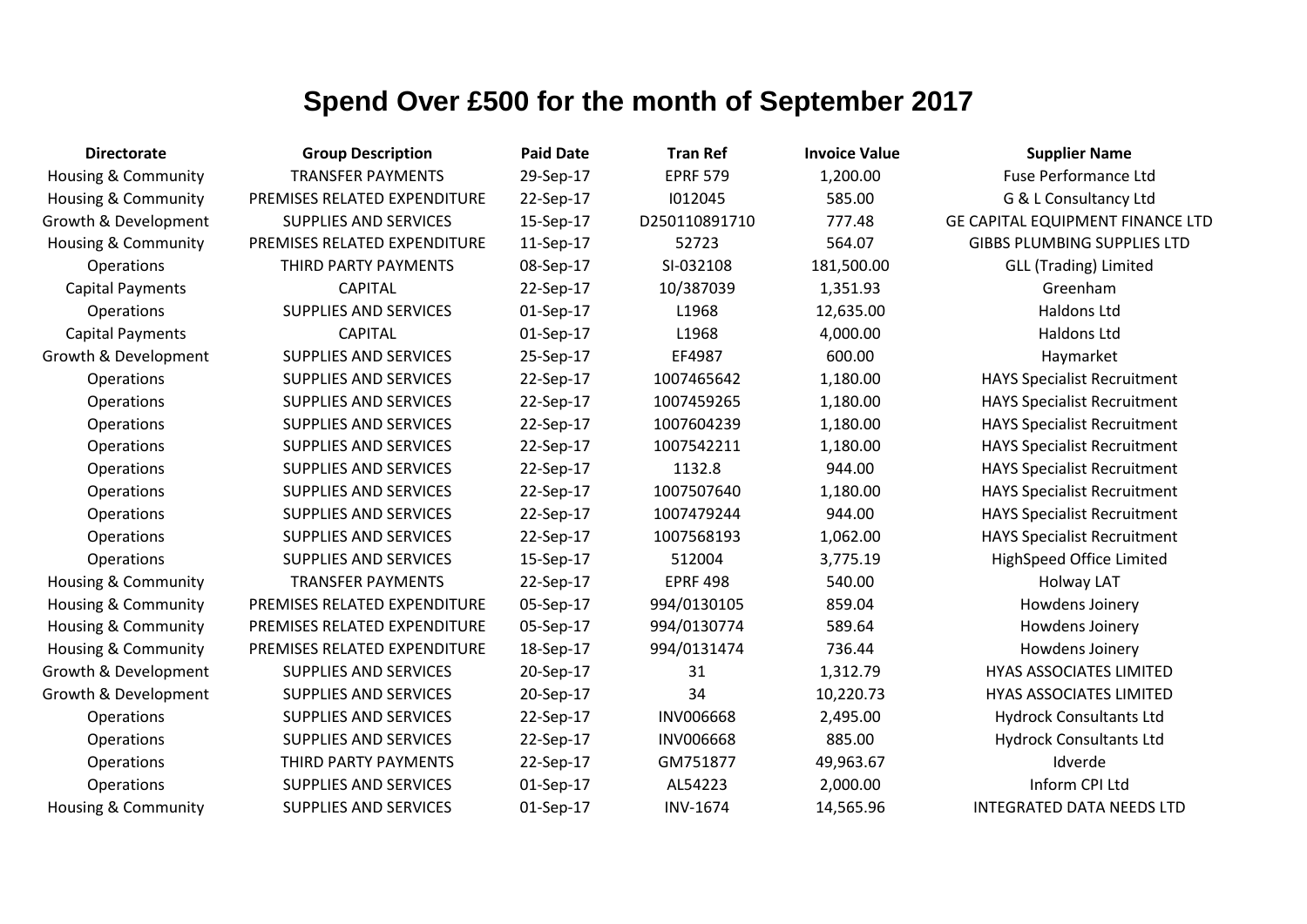# Spend Over £500 for the month of September 2017

| Directorate | Group Description | Paid Date | Tran Ref | Invoice Value | Supplier Name |
|---|---|---|---|---|---|
| Housing & Community | TRANSFER PAYMENTS | 29-Sep-17 | EPRF 579 | 1,200.00 | Fuse Performance Ltd |
| Housing & Community | PREMISES RELATED EXPENDITURE | 22-Sep-17 | I012045 | 585.00 | G & L Consultancy Ltd |
| Growth & Development | SUPPLIES AND SERVICES | 15-Sep-17 | D250110891710 | 777.48 | GE CAPITAL EQUIPMENT FINANCE LTD |
| Housing & Community | PREMISES RELATED EXPENDITURE | 11-Sep-17 | 52723 | 564.07 | GIBBS PLUMBING SUPPLIES LTD |
| Operations | THIRD PARTY PAYMENTS | 08-Sep-17 | SI-032108 | 181,500.00 | GLL (Trading) Limited |
| Capital Payments | CAPITAL | 22-Sep-17 | 10/387039 | 1,351.93 | Greenham |
| Operations | SUPPLIES AND SERVICES | 01-Sep-17 | L1968 | 12,635.00 | Haldons Ltd |
| Capital Payments | CAPITAL | 01-Sep-17 | L1968 | 4,000.00 | Haldons Ltd |
| Growth & Development | SUPPLIES AND SERVICES | 25-Sep-17 | EF4987 | 600.00 | Haymarket |
| Operations | SUPPLIES AND SERVICES | 22-Sep-17 | 1007465642 | 1,180.00 | HAYS Specialist Recruitment |
| Operations | SUPPLIES AND SERVICES | 22-Sep-17 | 1007459265 | 1,180.00 | HAYS Specialist Recruitment |
| Operations | SUPPLIES AND SERVICES | 22-Sep-17 | 1007604239 | 1,180.00 | HAYS Specialist Recruitment |
| Operations | SUPPLIES AND SERVICES | 22-Sep-17 | 1007542211 | 1,180.00 | HAYS Specialist Recruitment |
| Operations | SUPPLIES AND SERVICES | 22-Sep-17 | 1132.8 | 944.00 | HAYS Specialist Recruitment |
| Operations | SUPPLIES AND SERVICES | 22-Sep-17 | 1007507640 | 1,180.00 | HAYS Specialist Recruitment |
| Operations | SUPPLIES AND SERVICES | 22-Sep-17 | 1007479244 | 944.00 | HAYS Specialist Recruitment |
| Operations | SUPPLIES AND SERVICES | 22-Sep-17 | 1007568193 | 1,062.00 | HAYS Specialist Recruitment |
| Operations | SUPPLIES AND SERVICES | 15-Sep-17 | 512004 | 3,775.19 | HighSpeed Office Limited |
| Housing & Community | TRANSFER PAYMENTS | 22-Sep-17 | EPRF 498 | 540.00 | Holway LAT |
| Housing & Community | PREMISES RELATED EXPENDITURE | 05-Sep-17 | 994/0130105 | 859.04 | Howdens Joinery |
| Housing & Community | PREMISES RELATED EXPENDITURE | 05-Sep-17 | 994/0130774 | 589.64 | Howdens Joinery |
| Housing & Community | PREMISES RELATED EXPENDITURE | 18-Sep-17 | 994/0131474 | 736.44 | Howdens Joinery |
| Growth & Development | SUPPLIES AND SERVICES | 20-Sep-17 | 31 | 1,312.79 | HYAS ASSOCIATES LIMITED |
| Growth & Development | SUPPLIES AND SERVICES | 20-Sep-17 | 34 | 10,220.73 | HYAS ASSOCIATES LIMITED |
| Operations | SUPPLIES AND SERVICES | 22-Sep-17 | INV006668 | 2,495.00 | Hydrock Consultants Ltd |
| Operations | SUPPLIES AND SERVICES | 22-Sep-17 | INV006668 | 885.00 | Hydrock Consultants Ltd |
| Operations | THIRD PARTY PAYMENTS | 22-Sep-17 | GM751877 | 49,963.67 | Idverde |
| Operations | SUPPLIES AND SERVICES | 01-Sep-17 | AL54223 | 2,000.00 | Inform CPI Ltd |
| Housing & Community | SUPPLIES AND SERVICES | 01-Sep-17 | INV-1674 | 14,565.96 | INTEGRATED DATA NEEDS LTD |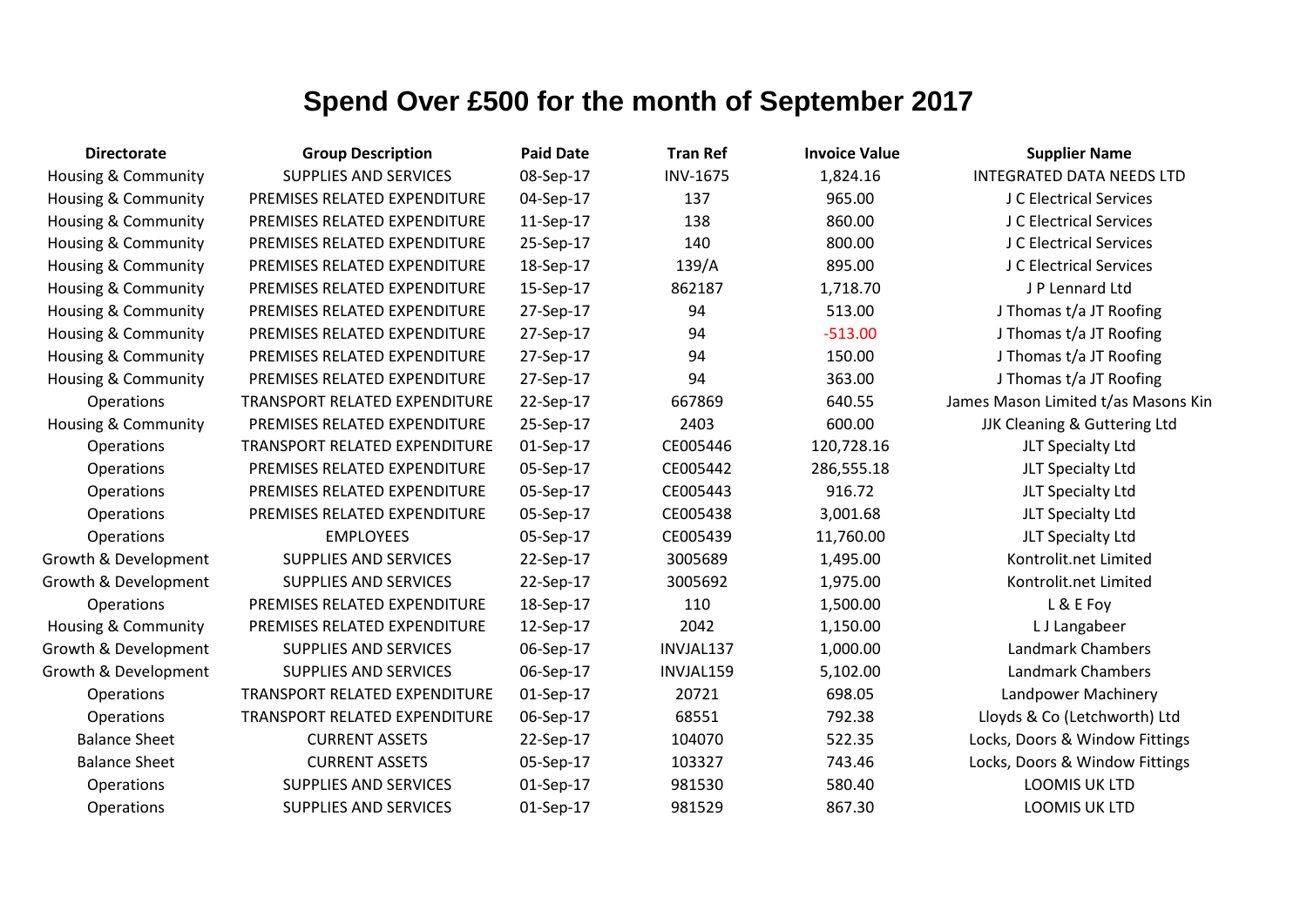# Spend Over £500 for the month of September 2017

| Directorate | Group Description | Paid Date | Tran Ref | Invoice Value | Supplier Name |
|---|---|---|---|---|---|
| Housing & Community | SUPPLIES AND SERVICES | 08-Sep-17 | INV-1675 | 1,824.16 | INTEGRATED DATA NEEDS LTD |
| Housing & Community | PREMISES RELATED EXPENDITURE | 04-Sep-17 | 137 | 965.00 | J C Electrical Services |
| Housing & Community | PREMISES RELATED EXPENDITURE | 11-Sep-17 | 138 | 860.00 | J C Electrical Services |
| Housing & Community | PREMISES RELATED EXPENDITURE | 25-Sep-17 | 140 | 800.00 | J C Electrical Services |
| Housing & Community | PREMISES RELATED EXPENDITURE | 18-Sep-17 | 139/A | 895.00 | J C Electrical Services |
| Housing & Community | PREMISES RELATED EXPENDITURE | 15-Sep-17 | 862187 | 1,718.70 | J P Lennard Ltd |
| Housing & Community | PREMISES RELATED EXPENDITURE | 27-Sep-17 | 94 | 513.00 | J Thomas t/a JT Roofing |
| Housing & Community | PREMISES RELATED EXPENDITURE | 27-Sep-17 | 94 | -513.00 | J Thomas t/a JT Roofing |
| Housing & Community | PREMISES RELATED EXPENDITURE | 27-Sep-17 | 94 | 150.00 | J Thomas t/a JT Roofing |
| Housing & Community | PREMISES RELATED EXPENDITURE | 27-Sep-17 | 94 | 363.00 | J Thomas t/a JT Roofing |
| Operations | TRANSPORT RELATED EXPENDITURE | 22-Sep-17 | 667869 | 640.55 | James Mason Limited t/as Masons Kin |
| Housing & Community | PREMISES RELATED EXPENDITURE | 25-Sep-17 | 2403 | 600.00 | JJK Cleaning & Guttering Ltd |
| Operations | TRANSPORT RELATED EXPENDITURE | 01-Sep-17 | CE005446 | 120,728.16 | JLT Specialty Ltd |
| Operations | PREMISES RELATED EXPENDITURE | 05-Sep-17 | CE005442 | 286,555.18 | JLT Specialty Ltd |
| Operations | PREMISES RELATED EXPENDITURE | 05-Sep-17 | CE005443 | 916.72 | JLT Specialty Ltd |
| Operations | PREMISES RELATED EXPENDITURE | 05-Sep-17 | CE005438 | 3,001.68 | JLT Specialty Ltd |
| Operations | EMPLOYEES | 05-Sep-17 | CE005439 | 11,760.00 | JLT Specialty Ltd |
| Growth & Development | SUPPLIES AND SERVICES | 22-Sep-17 | 3005689 | 1,495.00 | Kontrolit.net Limited |
| Growth & Development | SUPPLIES AND SERVICES | 22-Sep-17 | 3005692 | 1,975.00 | Kontrolit.net Limited |
| Operations | PREMISES RELATED EXPENDITURE | 18-Sep-17 | 110 | 1,500.00 | L & E Foy |
| Housing & Community | PREMISES RELATED EXPENDITURE | 12-Sep-17 | 2042 | 1,150.00 | L J Langabeer |
| Growth & Development | SUPPLIES AND SERVICES | 06-Sep-17 | INVJAL137 | 1,000.00 | Landmark Chambers |
| Growth & Development | SUPPLIES AND SERVICES | 06-Sep-17 | INVJAL159 | 5,102.00 | Landmark Chambers |
| Operations | TRANSPORT RELATED EXPENDITURE | 01-Sep-17 | 20721 | 698.05 | Landpower Machinery |
| Operations | TRANSPORT RELATED EXPENDITURE | 06-Sep-17 | 68551 | 792.38 | Lloyds & Co (Letchworth) Ltd |
| Balance Sheet | CURRENT ASSETS | 22-Sep-17 | 104070 | 522.35 | Locks, Doors & Window Fittings |
| Balance Sheet | CURRENT ASSETS | 05-Sep-17 | 103327 | 743.46 | Locks, Doors & Window Fittings |
| Operations | SUPPLIES AND SERVICES | 01-Sep-17 | 981530 | 580.40 | LOOMIS UK LTD |
| Operations | SUPPLIES AND SERVICES | 01-Sep-17 | 981529 | 867.30 | LOOMIS UK LTD |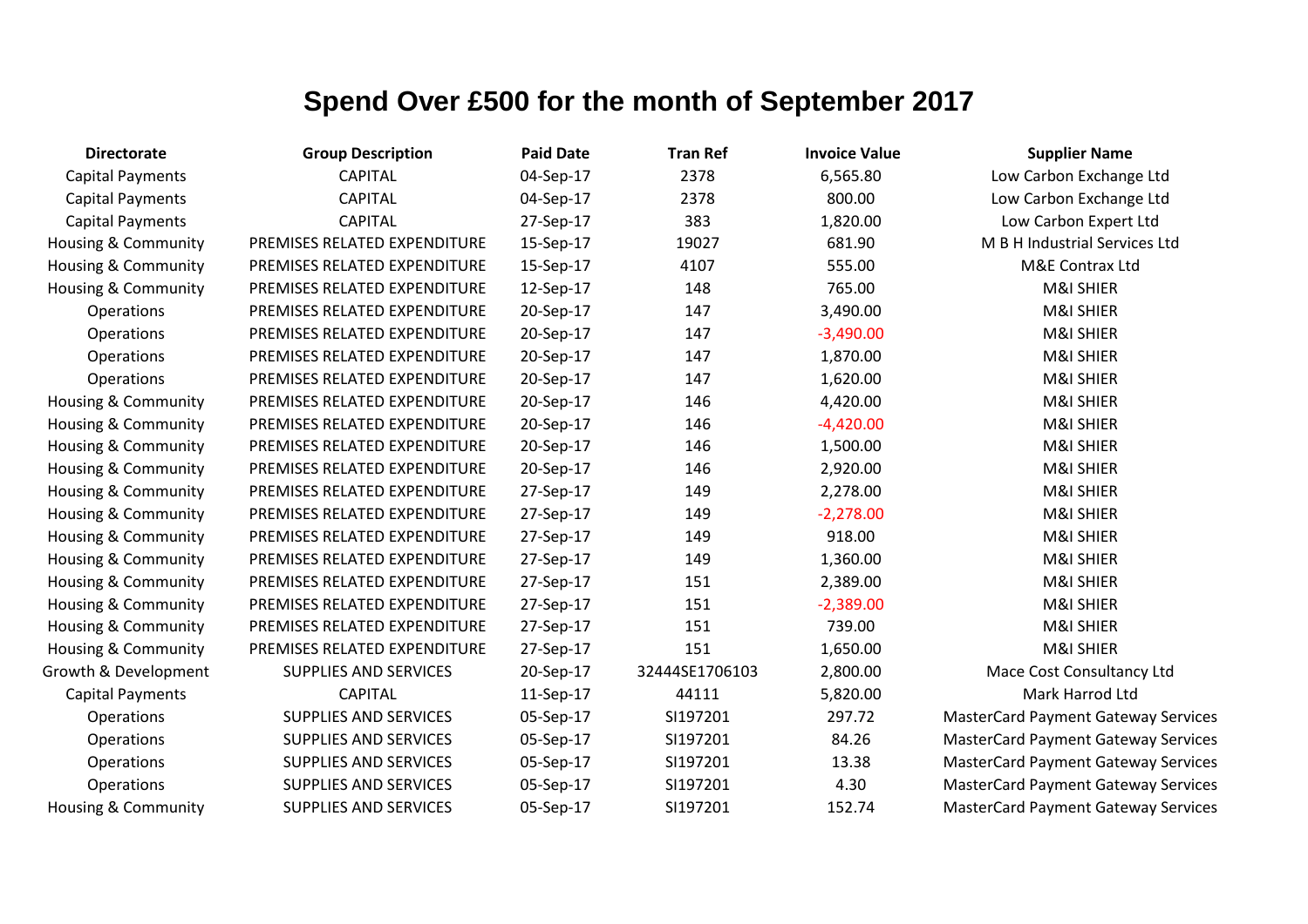# Spend Over £500 for the month of September 2017

| Directorate | Group Description | Paid Date | Tran Ref | Invoice Value | Supplier Name |
|---|---|---|---|---|---|
| Capital Payments | CAPITAL | 04-Sep-17 | 2378 | 6,565.80 | Low Carbon Exchange Ltd |
| Capital Payments | CAPITAL | 04-Sep-17 | 2378 | 800.00 | Low Carbon Exchange Ltd |
| Capital Payments | CAPITAL | 27-Sep-17 | 383 | 1,820.00 | Low Carbon Expert Ltd |
| Housing & Community | PREMISES RELATED EXPENDITURE | 15-Sep-17 | 19027 | 681.90 | M B H Industrial Services Ltd |
| Housing & Community | PREMISES RELATED EXPENDITURE | 15-Sep-17 | 4107 | 555.00 | M&E Contrax Ltd |
| Housing & Community | PREMISES RELATED EXPENDITURE | 12-Sep-17 | 148 | 765.00 | M&I SHIER |
| Operations | PREMISES RELATED EXPENDITURE | 20-Sep-17 | 147 | 3,490.00 | M&I SHIER |
| Operations | PREMISES RELATED EXPENDITURE | 20-Sep-17 | 147 | -3,490.00 | M&I SHIER |
| Operations | PREMISES RELATED EXPENDITURE | 20-Sep-17 | 147 | 1,870.00 | M&I SHIER |
| Operations | PREMISES RELATED EXPENDITURE | 20-Sep-17 | 147 | 1,620.00 | M&I SHIER |
| Housing & Community | PREMISES RELATED EXPENDITURE | 20-Sep-17 | 146 | 4,420.00 | M&I SHIER |
| Housing & Community | PREMISES RELATED EXPENDITURE | 20-Sep-17 | 146 | -4,420.00 | M&I SHIER |
| Housing & Community | PREMISES RELATED EXPENDITURE | 20-Sep-17 | 146 | 1,500.00 | M&I SHIER |
| Housing & Community | PREMISES RELATED EXPENDITURE | 20-Sep-17 | 146 | 2,920.00 | M&I SHIER |
| Housing & Community | PREMISES RELATED EXPENDITURE | 27-Sep-17 | 149 | 2,278.00 | M&I SHIER |
| Housing & Community | PREMISES RELATED EXPENDITURE | 27-Sep-17 | 149 | -2,278.00 | M&I SHIER |
| Housing & Community | PREMISES RELATED EXPENDITURE | 27-Sep-17 | 149 | 918.00 | M&I SHIER |
| Housing & Community | PREMISES RELATED EXPENDITURE | 27-Sep-17 | 149 | 1,360.00 | M&I SHIER |
| Housing & Community | PREMISES RELATED EXPENDITURE | 27-Sep-17 | 151 | 2,389.00 | M&I SHIER |
| Housing & Community | PREMISES RELATED EXPENDITURE | 27-Sep-17 | 151 | -2,389.00 | M&I SHIER |
| Housing & Community | PREMISES RELATED EXPENDITURE | 27-Sep-17 | 151 | 739.00 | M&I SHIER |
| Housing & Community | PREMISES RELATED EXPENDITURE | 27-Sep-17 | 151 | 1,650.00 | M&I SHIER |
| Growth & Development | SUPPLIES AND SERVICES | 20-Sep-17 | 32444SE1706103 | 2,800.00 | Mace Cost Consultancy Ltd |
| Capital Payments | CAPITAL | 11-Sep-17 | 44111 | 5,820.00 | Mark Harrod Ltd |
| Operations | SUPPLIES AND SERVICES | 05-Sep-17 | SI197201 | 297.72 | MasterCard Payment Gateway Services |
| Operations | SUPPLIES AND SERVICES | 05-Sep-17 | SI197201 | 84.26 | MasterCard Payment Gateway Services |
| Operations | SUPPLIES AND SERVICES | 05-Sep-17 | SI197201 | 13.38 | MasterCard Payment Gateway Services |
| Operations | SUPPLIES AND SERVICES | 05-Sep-17 | SI197201 | 4.30 | MasterCard Payment Gateway Services |
| Housing & Community | SUPPLIES AND SERVICES | 05-Sep-17 | SI197201 | 152.74 | MasterCard Payment Gateway Services |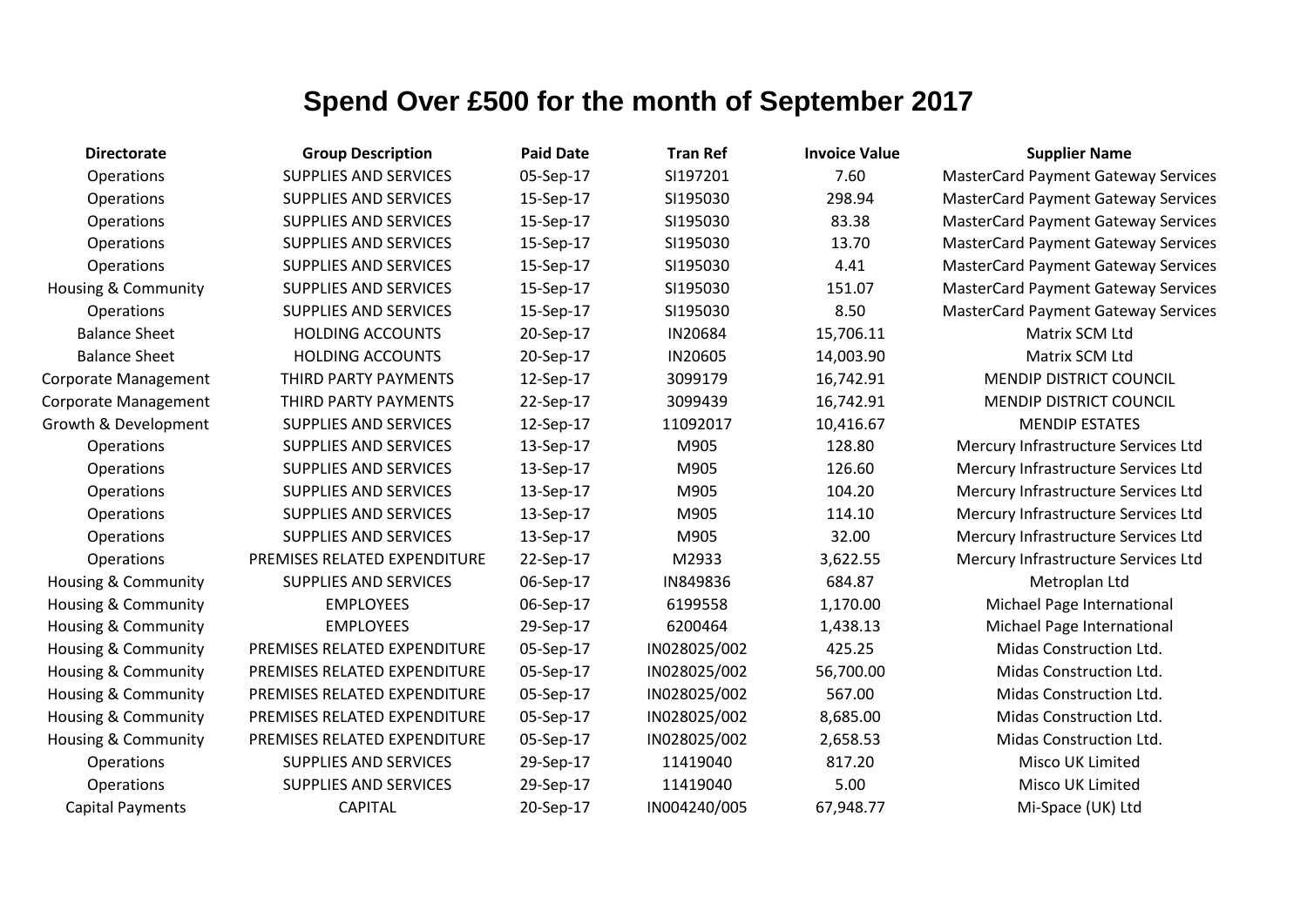# Spend Over £500 for the month of September 2017

| Directorate | Group Description | Paid Date | Tran Ref | Invoice Value | Supplier Name |
|---|---|---|---|---|---|
| Operations | SUPPLIES AND SERVICES | 05-Sep-17 | SI197201 | 7.60 | MasterCard Payment Gateway Services |
| Operations | SUPPLIES AND SERVICES | 15-Sep-17 | SI195030 | 298.94 | MasterCard Payment Gateway Services |
| Operations | SUPPLIES AND SERVICES | 15-Sep-17 | SI195030 | 83.38 | MasterCard Payment Gateway Services |
| Operations | SUPPLIES AND SERVICES | 15-Sep-17 | SI195030 | 13.70 | MasterCard Payment Gateway Services |
| Operations | SUPPLIES AND SERVICES | 15-Sep-17 | SI195030 | 4.41 | MasterCard Payment Gateway Services |
| Housing & Community | SUPPLIES AND SERVICES | 15-Sep-17 | SI195030 | 151.07 | MasterCard Payment Gateway Services |
| Operations | SUPPLIES AND SERVICES | 15-Sep-17 | SI195030 | 8.50 | MasterCard Payment Gateway Services |
| Balance Sheet | HOLDING ACCOUNTS | 20-Sep-17 | IN20684 | 15,706.11 | Matrix SCM Ltd |
| Balance Sheet | HOLDING ACCOUNTS | 20-Sep-17 | IN20605 | 14,003.90 | Matrix SCM Ltd |
| Corporate Management | THIRD PARTY PAYMENTS | 12-Sep-17 | 3099179 | 16,742.91 | MENDIP DISTRICT COUNCIL |
| Corporate Management | THIRD PARTY PAYMENTS | 22-Sep-17 | 3099439 | 16,742.91 | MENDIP DISTRICT COUNCIL |
| Growth & Development | SUPPLIES AND SERVICES | 12-Sep-17 | 11092017 | 10,416.67 | MENDIP ESTATES |
| Operations | SUPPLIES AND SERVICES | 13-Sep-17 | M905 | 128.80 | Mercury Infrastructure Services Ltd |
| Operations | SUPPLIES AND SERVICES | 13-Sep-17 | M905 | 126.60 | Mercury Infrastructure Services Ltd |
| Operations | SUPPLIES AND SERVICES | 13-Sep-17 | M905 | 104.20 | Mercury Infrastructure Services Ltd |
| Operations | SUPPLIES AND SERVICES | 13-Sep-17 | M905 | 114.10 | Mercury Infrastructure Services Ltd |
| Operations | SUPPLIES AND SERVICES | 13-Sep-17 | M905 | 32.00 | Mercury Infrastructure Services Ltd |
| Operations | PREMISES RELATED EXPENDITURE | 22-Sep-17 | M2933 | 3,622.55 | Mercury Infrastructure Services Ltd |
| Housing & Community | SUPPLIES AND SERVICES | 06-Sep-17 | IN849836 | 684.87 | Metroplan Ltd |
| Housing & Community | EMPLOYEES | 06-Sep-17 | 6199558 | 1,170.00 | Michael Page International |
| Housing & Community | EMPLOYEES | 29-Sep-17 | 6200464 | 1,438.13 | Michael Page International |
| Housing & Community | PREMISES RELATED EXPENDITURE | 05-Sep-17 | IN028025/002 | 425.25 | Midas Construction Ltd. |
| Housing & Community | PREMISES RELATED EXPENDITURE | 05-Sep-17 | IN028025/002 | 56,700.00 | Midas Construction Ltd. |
| Housing & Community | PREMISES RELATED EXPENDITURE | 05-Sep-17 | IN028025/002 | 567.00 | Midas Construction Ltd. |
| Housing & Community | PREMISES RELATED EXPENDITURE | 05-Sep-17 | IN028025/002 | 8,685.00 | Midas Construction Ltd. |
| Housing & Community | PREMISES RELATED EXPENDITURE | 05-Sep-17 | IN028025/002 | 2,658.53 | Midas Construction Ltd. |
| Operations | SUPPLIES AND SERVICES | 29-Sep-17 | 11419040 | 817.20 | Misco UK Limited |
| Operations | SUPPLIES AND SERVICES | 29-Sep-17 | 11419040 | 5.00 | Misco UK Limited |
| Capital Payments | CAPITAL | 20-Sep-17 | IN004240/005 | 67,948.77 | Mi-Space (UK) Ltd |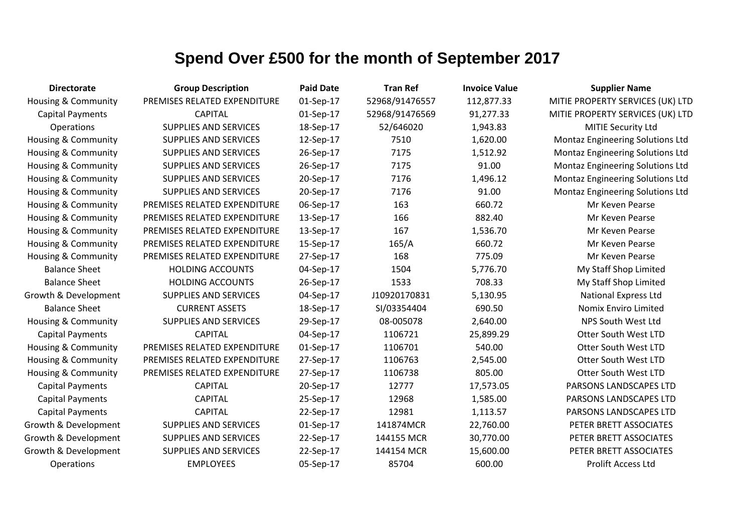# Spend Over £500 for the month of September 2017

| Directorate | Group Description | Paid Date | Tran Ref | Invoice Value | Supplier Name |
|---|---|---|---|---|---|
| Housing & Community | PREMISES RELATED EXPENDITURE | 01-Sep-17 | 52968/91476557 | 112,877.33 | MITIE PROPERTY SERVICES (UK) LTD |
| Capital Payments | CAPITAL | 01-Sep-17 | 52968/91476569 | 91,277.33 | MITIE PROPERTY SERVICES (UK) LTD |
| Operations | SUPPLIES AND SERVICES | 18-Sep-17 | 52/646020 | 1,943.83 | MITIE Security Ltd |
| Housing & Community | SUPPLIES AND SERVICES | 12-Sep-17 | 7510 | 1,620.00 | Montaz Engineering Solutions Ltd |
| Housing & Community | SUPPLIES AND SERVICES | 26-Sep-17 | 7175 | 1,512.92 | Montaz Engineering Solutions Ltd |
| Housing & Community | SUPPLIES AND SERVICES | 26-Sep-17 | 7175 | 91.00 | Montaz Engineering Solutions Ltd |
| Housing & Community | SUPPLIES AND SERVICES | 20-Sep-17 | 7176 | 1,496.12 | Montaz Engineering Solutions Ltd |
| Housing & Community | SUPPLIES AND SERVICES | 20-Sep-17 | 7176 | 91.00 | Montaz Engineering Solutions Ltd |
| Housing & Community | PREMISES RELATED EXPENDITURE | 06-Sep-17 | 163 | 660.72 | Mr Keven Pearse |
| Housing & Community | PREMISES RELATED EXPENDITURE | 13-Sep-17 | 166 | 882.40 | Mr Keven Pearse |
| Housing & Community | PREMISES RELATED EXPENDITURE | 13-Sep-17 | 167 | 1,536.70 | Mr Keven Pearse |
| Housing & Community | PREMISES RELATED EXPENDITURE | 15-Sep-17 | 165/A | 660.72 | Mr Keven Pearse |
| Housing & Community | PREMISES RELATED EXPENDITURE | 27-Sep-17 | 168 | 775.09 | Mr Keven Pearse |
| Balance Sheet | HOLDING ACCOUNTS | 04-Sep-17 | 1504 | 5,776.70 | My Staff Shop Limited |
| Balance Sheet | HOLDING ACCOUNTS | 26-Sep-17 | 1533 | 708.33 | My Staff Shop Limited |
| Growth & Development | SUPPLIES AND SERVICES | 04-Sep-17 | J10920170831 | 5,130.95 | National Express Ltd |
| Balance Sheet | CURRENT ASSETS | 18-Sep-17 | SI/03354404 | 690.50 | Nomix Enviro Limited |
| Housing & Community | SUPPLIES AND SERVICES | 29-Sep-17 | 08-005078 | 2,640.00 | NPS South West Ltd |
| Capital Payments | CAPITAL | 04-Sep-17 | 1106721 | 25,899.29 | Otter South West LTD |
| Housing & Community | PREMISES RELATED EXPENDITURE | 01-Sep-17 | 1106701 | 540.00 | Otter South West LTD |
| Housing & Community | PREMISES RELATED EXPENDITURE | 27-Sep-17 | 1106763 | 2,545.00 | Otter South West LTD |
| Housing & Community | PREMISES RELATED EXPENDITURE | 27-Sep-17 | 1106738 | 805.00 | Otter South West LTD |
| Capital Payments | CAPITAL | 20-Sep-17 | 12777 | 17,573.05 | PARSONS LANDSCAPES LTD |
| Capital Payments | CAPITAL | 25-Sep-17 | 12968 | 1,585.00 | PARSONS LANDSCAPES LTD |
| Capital Payments | CAPITAL | 22-Sep-17 | 12981 | 1,113.57 | PARSONS LANDSCAPES LTD |
| Growth & Development | SUPPLIES AND SERVICES | 01-Sep-17 | 141874MCR | 22,760.00 | PETER BRETT ASSOCIATES |
| Growth & Development | SUPPLIES AND SERVICES | 22-Sep-17 | 144155 MCR | 30,770.00 | PETER BRETT ASSOCIATES |
| Growth & Development | SUPPLIES AND SERVICES | 22-Sep-17 | 144154 MCR | 15,600.00 | PETER BRETT ASSOCIATES |
| Operations | EMPLOYEES | 05-Sep-17 | 85704 | 600.00 | Prolift Access Ltd |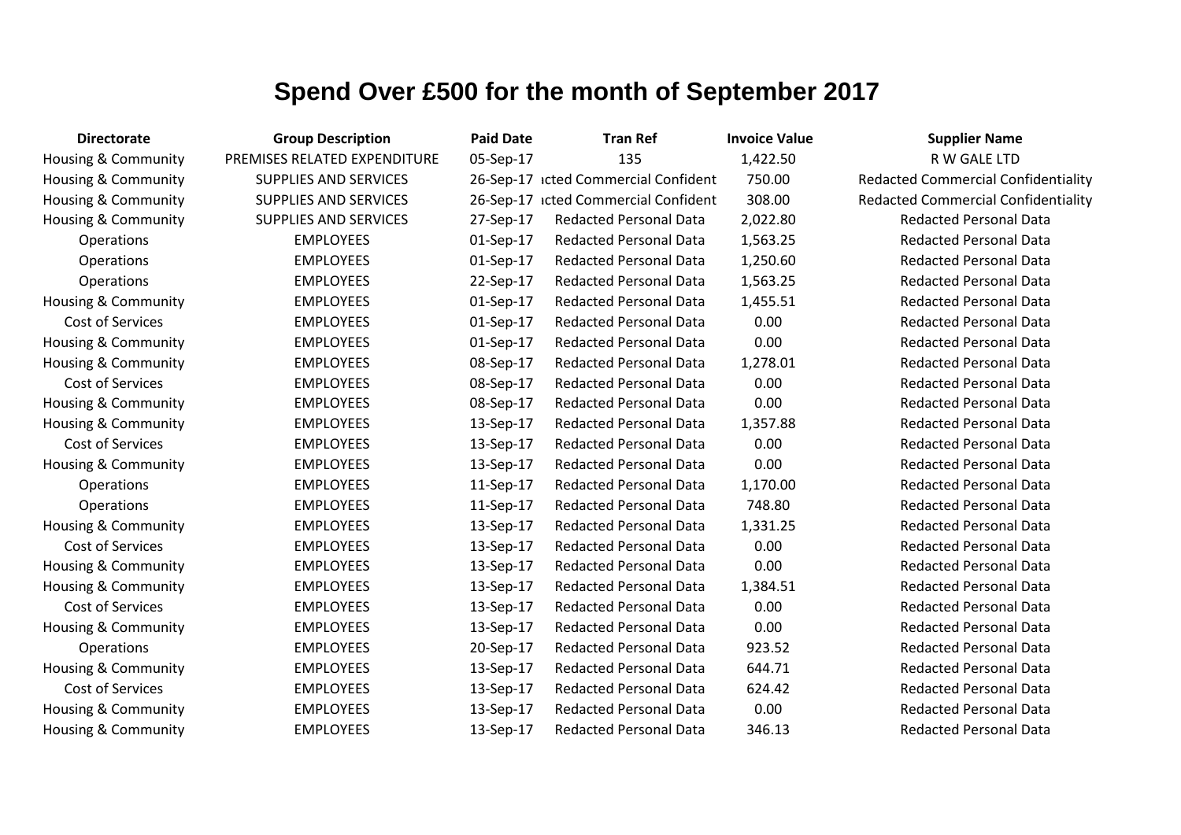# Spend Over £500 for the month of September 2017

| Directorate | Group Description | Paid Date | Tran Ref | Invoice Value | Supplier Name |
|---|---|---|---|---|---|
| Housing & Community | PREMISES RELATED EXPENDITURE | 05-Sep-17 | 135 | 1,422.50 | R W GALE LTD |
| Housing & Community | SUPPLIES AND SERVICES | 26-Sep-17 | ıcted Commercial Confident | 750.00 | Redacted Commercial Confidentiality |
| Housing & Community | SUPPLIES AND SERVICES | 26-Sep-17 | ıcted Commercial Confident | 308.00 | Redacted Commercial Confidentiality |
| Housing & Community | SUPPLIES AND SERVICES | 27-Sep-17 | Redacted Personal Data | 2,022.80 | Redacted Personal Data |
| Operations | EMPLOYEES | 01-Sep-17 | Redacted Personal Data | 1,563.25 | Redacted Personal Data |
| Operations | EMPLOYEES | 01-Sep-17 | Redacted Personal Data | 1,250.60 | Redacted Personal Data |
| Operations | EMPLOYEES | 22-Sep-17 | Redacted Personal Data | 1,563.25 | Redacted Personal Data |
| Housing & Community | EMPLOYEES | 01-Sep-17 | Redacted Personal Data | 1,455.51 | Redacted Personal Data |
| Cost of Services | EMPLOYEES | 01-Sep-17 | Redacted Personal Data | 0.00 | Redacted Personal Data |
| Housing & Community | EMPLOYEES | 01-Sep-17 | Redacted Personal Data | 0.00 | Redacted Personal Data |
| Housing & Community | EMPLOYEES | 08-Sep-17 | Redacted Personal Data | 1,278.01 | Redacted Personal Data |
| Cost of Services | EMPLOYEES | 08-Sep-17 | Redacted Personal Data | 0.00 | Redacted Personal Data |
| Housing & Community | EMPLOYEES | 08-Sep-17 | Redacted Personal Data | 0.00 | Redacted Personal Data |
| Housing & Community | EMPLOYEES | 13-Sep-17 | Redacted Personal Data | 1,357.88 | Redacted Personal Data |
| Cost of Services | EMPLOYEES | 13-Sep-17 | Redacted Personal Data | 0.00 | Redacted Personal Data |
| Housing & Community | EMPLOYEES | 13-Sep-17 | Redacted Personal Data | 0.00 | Redacted Personal Data |
| Operations | EMPLOYEES | 11-Sep-17 | Redacted Personal Data | 1,170.00 | Redacted Personal Data |
| Operations | EMPLOYEES | 11-Sep-17 | Redacted Personal Data | 748.80 | Redacted Personal Data |
| Housing & Community | EMPLOYEES | 13-Sep-17 | Redacted Personal Data | 1,331.25 | Redacted Personal Data |
| Cost of Services | EMPLOYEES | 13-Sep-17 | Redacted Personal Data | 0.00 | Redacted Personal Data |
| Housing & Community | EMPLOYEES | 13-Sep-17 | Redacted Personal Data | 0.00 | Redacted Personal Data |
| Housing & Community | EMPLOYEES | 13-Sep-17 | Redacted Personal Data | 1,384.51 | Redacted Personal Data |
| Cost of Services | EMPLOYEES | 13-Sep-17 | Redacted Personal Data | 0.00 | Redacted Personal Data |
| Housing & Community | EMPLOYEES | 13-Sep-17 | Redacted Personal Data | 0.00 | Redacted Personal Data |
| Operations | EMPLOYEES | 20-Sep-17 | Redacted Personal Data | 923.52 | Redacted Personal Data |
| Housing & Community | EMPLOYEES | 13-Sep-17 | Redacted Personal Data | 644.71 | Redacted Personal Data |
| Cost of Services | EMPLOYEES | 13-Sep-17 | Redacted Personal Data | 624.42 | Redacted Personal Data |
| Housing & Community | EMPLOYEES | 13-Sep-17 | Redacted Personal Data | 0.00 | Redacted Personal Data |
| Housing & Community | EMPLOYEES | 13-Sep-17 | Redacted Personal Data | 346.13 | Redacted Personal Data |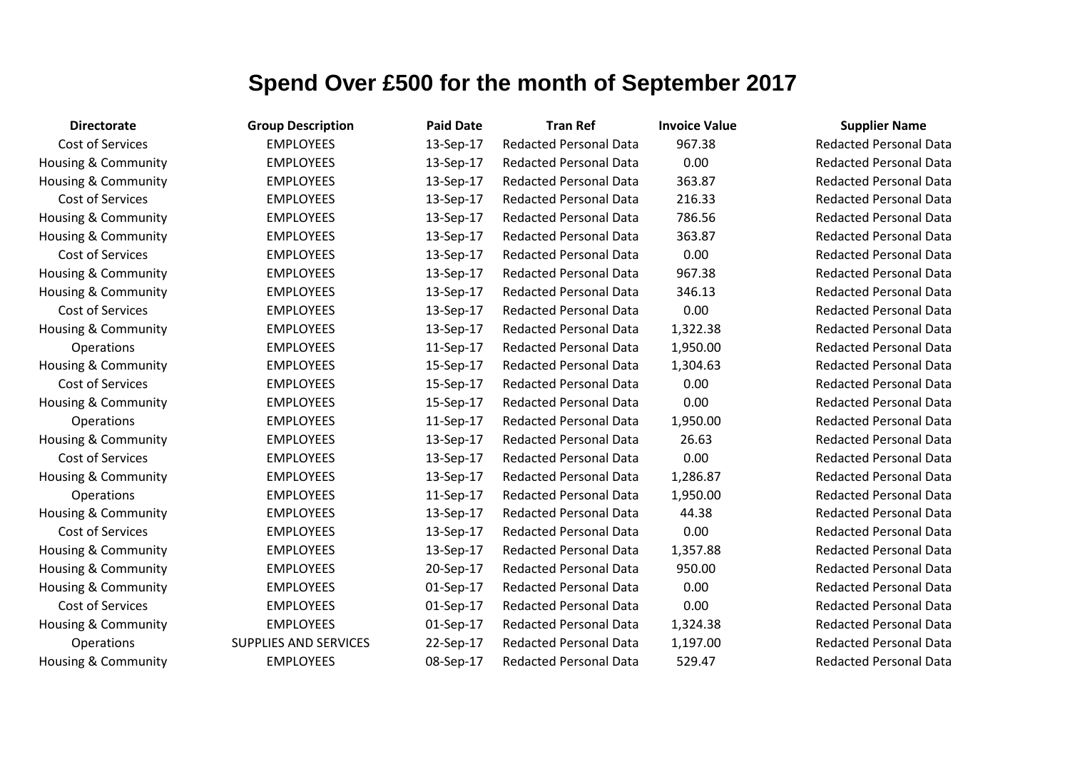# Spend Over £500 for the month of September 2017

| Directorate | Group Description | Paid Date | Tran Ref | Invoice Value | Supplier Name |
|---|---|---|---|---|---|
| Cost of Services | EMPLOYEES | 13-Sep-17 | Redacted Personal Data | 967.38 | Redacted Personal Data |
| Housing & Community | EMPLOYEES | 13-Sep-17 | Redacted Personal Data | 0.00 | Redacted Personal Data |
| Housing & Community | EMPLOYEES | 13-Sep-17 | Redacted Personal Data | 363.87 | Redacted Personal Data |
| Cost of Services | EMPLOYEES | 13-Sep-17 | Redacted Personal Data | 216.33 | Redacted Personal Data |
| Housing & Community | EMPLOYEES | 13-Sep-17 | Redacted Personal Data | 786.56 | Redacted Personal Data |
| Housing & Community | EMPLOYEES | 13-Sep-17 | Redacted Personal Data | 363.87 | Redacted Personal Data |
| Cost of Services | EMPLOYEES | 13-Sep-17 | Redacted Personal Data | 0.00 | Redacted Personal Data |
| Housing & Community | EMPLOYEES | 13-Sep-17 | Redacted Personal Data | 967.38 | Redacted Personal Data |
| Housing & Community | EMPLOYEES | 13-Sep-17 | Redacted Personal Data | 346.13 | Redacted Personal Data |
| Cost of Services | EMPLOYEES | 13-Sep-17 | Redacted Personal Data | 0.00 | Redacted Personal Data |
| Housing & Community | EMPLOYEES | 13-Sep-17 | Redacted Personal Data | 1,322.38 | Redacted Personal Data |
| Operations | EMPLOYEES | 11-Sep-17 | Redacted Personal Data | 1,950.00 | Redacted Personal Data |
| Housing & Community | EMPLOYEES | 15-Sep-17 | Redacted Personal Data | 1,304.63 | Redacted Personal Data |
| Cost of Services | EMPLOYEES | 15-Sep-17 | Redacted Personal Data | 0.00 | Redacted Personal Data |
| Housing & Community | EMPLOYEES | 15-Sep-17 | Redacted Personal Data | 0.00 | Redacted Personal Data |
| Operations | EMPLOYEES | 11-Sep-17 | Redacted Personal Data | 1,950.00 | Redacted Personal Data |
| Housing & Community | EMPLOYEES | 13-Sep-17 | Redacted Personal Data | 26.63 | Redacted Personal Data |
| Cost of Services | EMPLOYEES | 13-Sep-17 | Redacted Personal Data | 0.00 | Redacted Personal Data |
| Housing & Community | EMPLOYEES | 13-Sep-17 | Redacted Personal Data | 1,286.87 | Redacted Personal Data |
| Operations | EMPLOYEES | 11-Sep-17 | Redacted Personal Data | 1,950.00 | Redacted Personal Data |
| Housing & Community | EMPLOYEES | 13-Sep-17 | Redacted Personal Data | 44.38 | Redacted Personal Data |
| Cost of Services | EMPLOYEES | 13-Sep-17 | Redacted Personal Data | 0.00 | Redacted Personal Data |
| Housing & Community | EMPLOYEES | 13-Sep-17 | Redacted Personal Data | 1,357.88 | Redacted Personal Data |
| Housing & Community | EMPLOYEES | 20-Sep-17 | Redacted Personal Data | 950.00 | Redacted Personal Data |
| Housing & Community | EMPLOYEES | 01-Sep-17 | Redacted Personal Data | 0.00 | Redacted Personal Data |
| Cost of Services | EMPLOYEES | 01-Sep-17 | Redacted Personal Data | 0.00 | Redacted Personal Data |
| Housing & Community | EMPLOYEES | 01-Sep-17 | Redacted Personal Data | 1,324.38 | Redacted Personal Data |
| Operations | SUPPLIES AND SERVICES | 22-Sep-17 | Redacted Personal Data | 1,197.00 | Redacted Personal Data |
| Housing & Community | EMPLOYEES | 08-Sep-17 | Redacted Personal Data | 529.47 | Redacted Personal Data |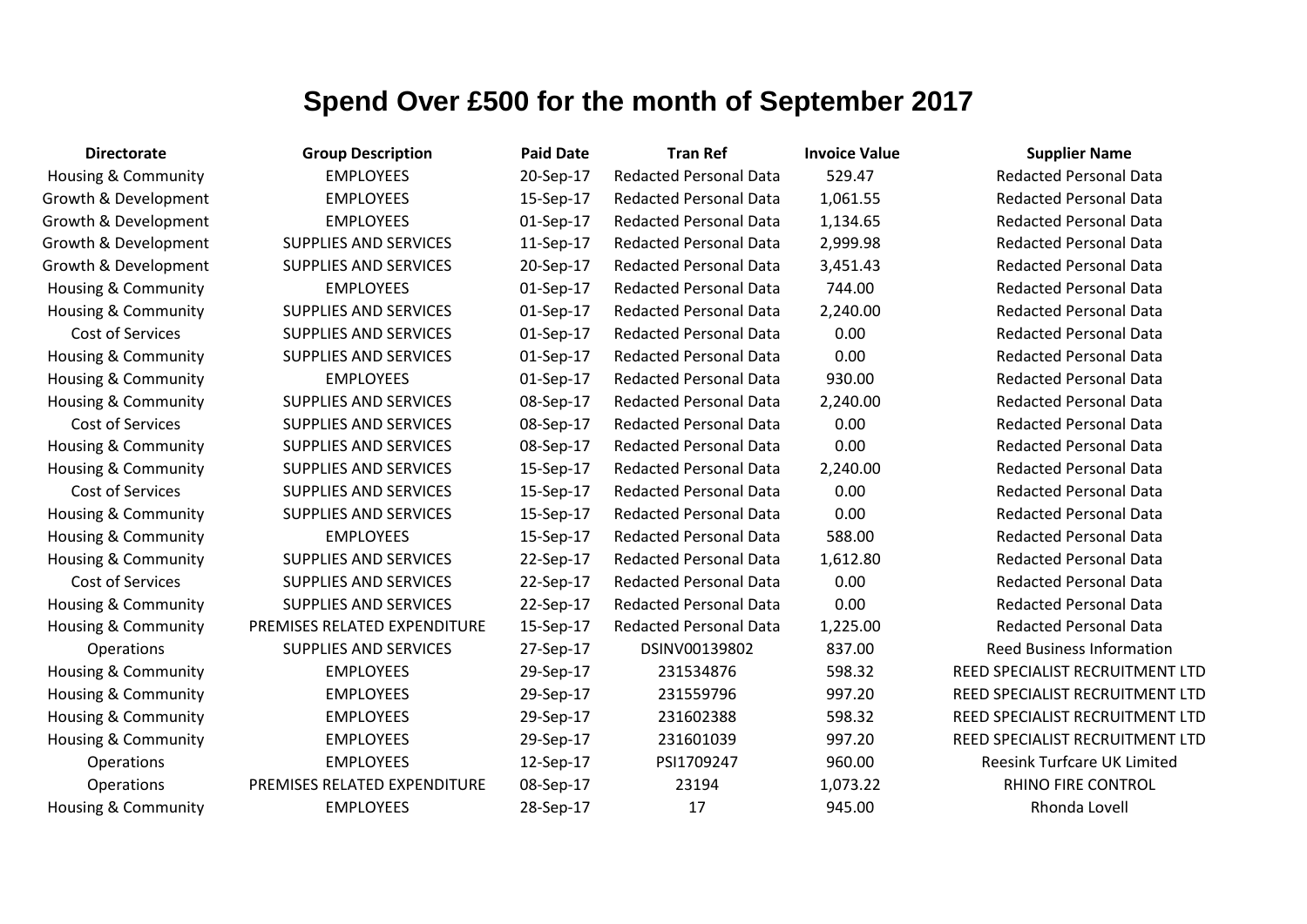# Spend Over £500 for the month of September 2017

| Directorate | Group Description | Paid Date | Tran Ref | Invoice Value | Supplier Name |
|---|---|---|---|---|---|
| Housing & Community | EMPLOYEES | 20-Sep-17 | Redacted Personal Data | 529.47 | Redacted Personal Data |
| Growth & Development | EMPLOYEES | 15-Sep-17 | Redacted Personal Data | 1,061.55 | Redacted Personal Data |
| Growth & Development | EMPLOYEES | 01-Sep-17 | Redacted Personal Data | 1,134.65 | Redacted Personal Data |
| Growth & Development | SUPPLIES AND SERVICES | 11-Sep-17 | Redacted Personal Data | 2,999.98 | Redacted Personal Data |
| Growth & Development | SUPPLIES AND SERVICES | 20-Sep-17 | Redacted Personal Data | 3,451.43 | Redacted Personal Data |
| Housing & Community | EMPLOYEES | 01-Sep-17 | Redacted Personal Data | 744.00 | Redacted Personal Data |
| Housing & Community | SUPPLIES AND SERVICES | 01-Sep-17 | Redacted Personal Data | 2,240.00 | Redacted Personal Data |
| Cost of Services | SUPPLIES AND SERVICES | 01-Sep-17 | Redacted Personal Data | 0.00 | Redacted Personal Data |
| Housing & Community | SUPPLIES AND SERVICES | 01-Sep-17 | Redacted Personal Data | 0.00 | Redacted Personal Data |
| Housing & Community | EMPLOYEES | 01-Sep-17 | Redacted Personal Data | 930.00 | Redacted Personal Data |
| Housing & Community | SUPPLIES AND SERVICES | 08-Sep-17 | Redacted Personal Data | 2,240.00 | Redacted Personal Data |
| Cost of Services | SUPPLIES AND SERVICES | 08-Sep-17 | Redacted Personal Data | 0.00 | Redacted Personal Data |
| Housing & Community | SUPPLIES AND SERVICES | 08-Sep-17 | Redacted Personal Data | 0.00 | Redacted Personal Data |
| Housing & Community | SUPPLIES AND SERVICES | 15-Sep-17 | Redacted Personal Data | 2,240.00 | Redacted Personal Data |
| Cost of Services | SUPPLIES AND SERVICES | 15-Sep-17 | Redacted Personal Data | 0.00 | Redacted Personal Data |
| Housing & Community | SUPPLIES AND SERVICES | 15-Sep-17 | Redacted Personal Data | 0.00 | Redacted Personal Data |
| Housing & Community | EMPLOYEES | 15-Sep-17 | Redacted Personal Data | 588.00 | Redacted Personal Data |
| Housing & Community | SUPPLIES AND SERVICES | 22-Sep-17 | Redacted Personal Data | 1,612.80 | Redacted Personal Data |
| Cost of Services | SUPPLIES AND SERVICES | 22-Sep-17 | Redacted Personal Data | 0.00 | Redacted Personal Data |
| Housing & Community | SUPPLIES AND SERVICES | 22-Sep-17 | Redacted Personal Data | 0.00 | Redacted Personal Data |
| Housing & Community | PREMISES RELATED EXPENDITURE | 15-Sep-17 | Redacted Personal Data | 1,225.00 | Redacted Personal Data |
| Operations | SUPPLIES AND SERVICES | 27-Sep-17 | DSINV00139802 | 837.00 | Reed Business Information |
| Housing & Community | EMPLOYEES | 29-Sep-17 | 231534876 | 598.32 | REED SPECIALIST RECRUITMENT LTD |
| Housing & Community | EMPLOYEES | 29-Sep-17 | 231559796 | 997.20 | REED SPECIALIST RECRUITMENT LTD |
| Housing & Community | EMPLOYEES | 29-Sep-17 | 231602388 | 598.32 | REED SPECIALIST RECRUITMENT LTD |
| Housing & Community | EMPLOYEES | 29-Sep-17 | 231601039 | 997.20 | REED SPECIALIST RECRUITMENT LTD |
| Operations | EMPLOYEES | 12-Sep-17 | PSI1709247 | 960.00 | Reesink Turfcare UK Limited |
| Operations | PREMISES RELATED EXPENDITURE | 08-Sep-17 | 23194 | 1,073.22 | RHINO FIRE CONTROL |
| Housing & Community | EMPLOYEES | 28-Sep-17 | 17 | 945.00 | Rhonda Lovell |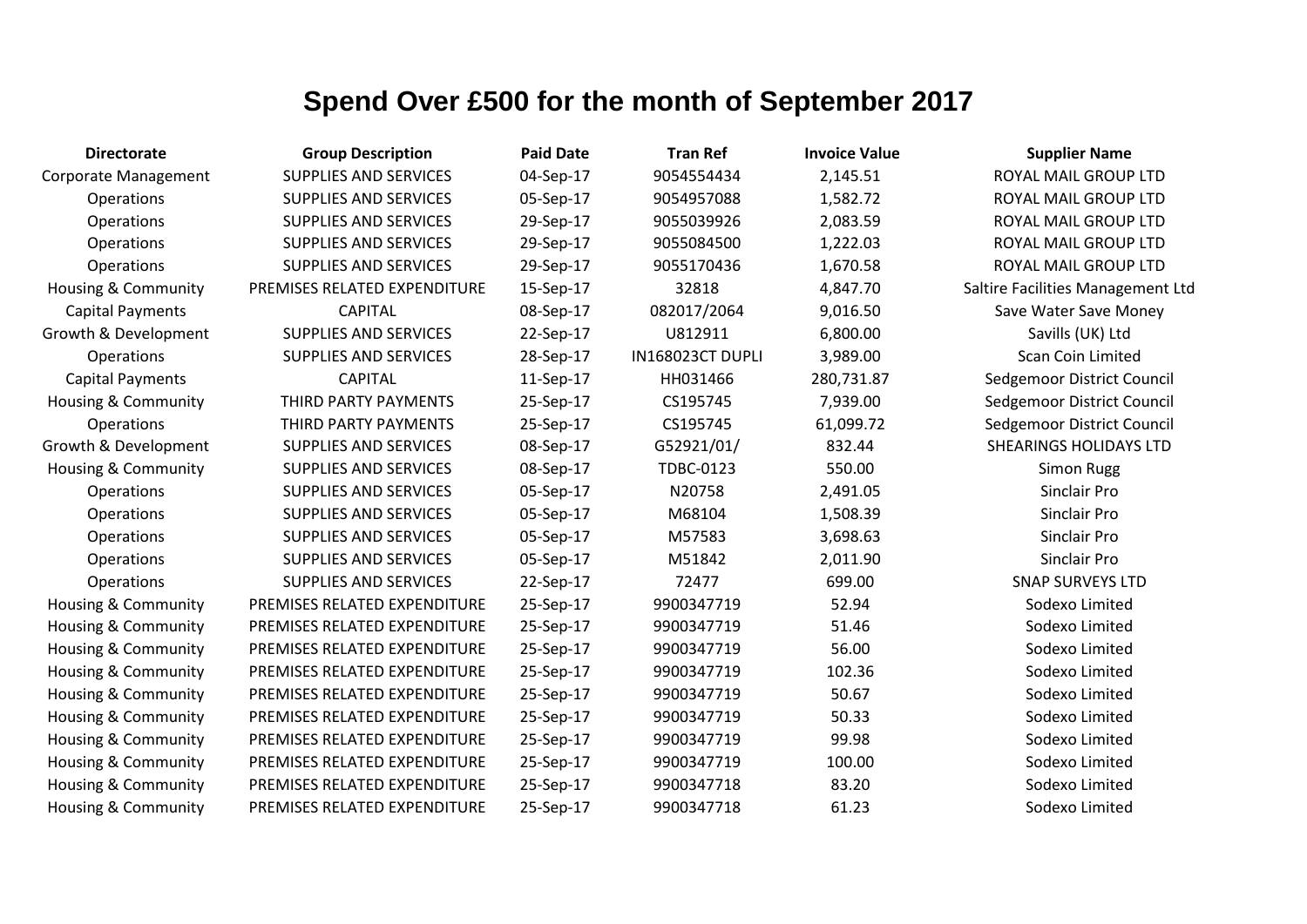# Spend Over £500 for the month of September 2017

| Directorate | Group Description | Paid Date | Tran Ref | Invoice Value | Supplier Name |
|---|---|---|---|---|---|
| Corporate Management | SUPPLIES AND SERVICES | 04-Sep-17 | 9054554434 | 2,145.51 | ROYAL MAIL GROUP LTD |
| Operations | SUPPLIES AND SERVICES | 05-Sep-17 | 9054957088 | 1,582.72 | ROYAL MAIL GROUP LTD |
| Operations | SUPPLIES AND SERVICES | 29-Sep-17 | 9055039926 | 2,083.59 | ROYAL MAIL GROUP LTD |
| Operations | SUPPLIES AND SERVICES | 29-Sep-17 | 9055084500 | 1,222.03 | ROYAL MAIL GROUP LTD |
| Operations | SUPPLIES AND SERVICES | 29-Sep-17 | 9055170436 | 1,670.58 | ROYAL MAIL GROUP LTD |
| Housing & Community | PREMISES RELATED EXPENDITURE | 15-Sep-17 | 32818 | 4,847.70 | Saltire Facilities Management Ltd |
| Capital Payments | CAPITAL | 08-Sep-17 | 082017/2064 | 9,016.50 | Save Water Save Money |
| Growth & Development | SUPPLIES AND SERVICES | 22-Sep-17 | U812911 | 6,800.00 | Savills (UK) Ltd |
| Operations | SUPPLIES AND SERVICES | 28-Sep-17 | IN168023CT DUPLI | 3,989.00 | Scan Coin Limited |
| Capital Payments | CAPITAL | 11-Sep-17 | HH031466 | 280,731.87 | Sedgemoor District Council |
| Housing & Community | THIRD PARTY PAYMENTS | 25-Sep-17 | CS195745 | 7,939.00 | Sedgemoor District Council |
| Operations | THIRD PARTY PAYMENTS | 25-Sep-17 | CS195745 | 61,099.72 | Sedgemoor District Council |
| Growth & Development | SUPPLIES AND SERVICES | 08-Sep-17 | G52921/01/ | 832.44 | SHEARINGS HOLIDAYS LTD |
| Housing & Community | SUPPLIES AND SERVICES | 08-Sep-17 | TDBC-0123 | 550.00 | Simon Rugg |
| Operations | SUPPLIES AND SERVICES | 05-Sep-17 | N20758 | 2,491.05 | Sinclair Pro |
| Operations | SUPPLIES AND SERVICES | 05-Sep-17 | M68104 | 1,508.39 | Sinclair Pro |
| Operations | SUPPLIES AND SERVICES | 05-Sep-17 | M57583 | 3,698.63 | Sinclair Pro |
| Operations | SUPPLIES AND SERVICES | 05-Sep-17 | M51842 | 2,011.90 | Sinclair Pro |
| Operations | SUPPLIES AND SERVICES | 22-Sep-17 | 72477 | 699.00 | SNAP SURVEYS LTD |
| Housing & Community | PREMISES RELATED EXPENDITURE | 25-Sep-17 | 9900347719 | 52.94 | Sodexo Limited |
| Housing & Community | PREMISES RELATED EXPENDITURE | 25-Sep-17 | 9900347719 | 51.46 | Sodexo Limited |
| Housing & Community | PREMISES RELATED EXPENDITURE | 25-Sep-17 | 9900347719 | 56.00 | Sodexo Limited |
| Housing & Community | PREMISES RELATED EXPENDITURE | 25-Sep-17 | 9900347719 | 102.36 | Sodexo Limited |
| Housing & Community | PREMISES RELATED EXPENDITURE | 25-Sep-17 | 9900347719 | 50.67 | Sodexo Limited |
| Housing & Community | PREMISES RELATED EXPENDITURE | 25-Sep-17 | 9900347719 | 50.33 | Sodexo Limited |
| Housing & Community | PREMISES RELATED EXPENDITURE | 25-Sep-17 | 9900347719 | 99.98 | Sodexo Limited |
| Housing & Community | PREMISES RELATED EXPENDITURE | 25-Sep-17 | 9900347719 | 100.00 | Sodexo Limited |
| Housing & Community | PREMISES RELATED EXPENDITURE | 25-Sep-17 | 9900347718 | 83.20 | Sodexo Limited |
| Housing & Community | PREMISES RELATED EXPENDITURE | 25-Sep-17 | 9900347718 | 61.23 | Sodexo Limited |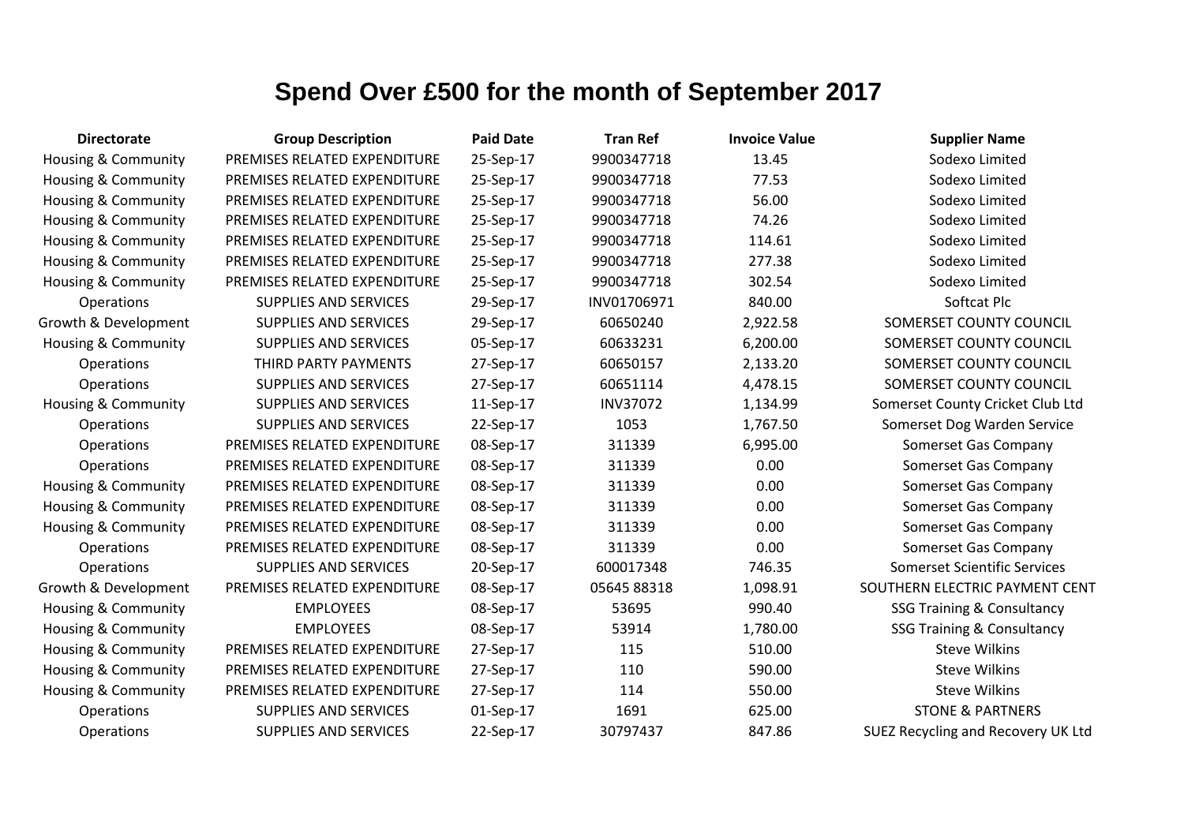# Spend Over £500 for the month of September 2017

| Directorate | Group Description | Paid Date | Tran Ref | Invoice Value | Supplier Name |
|---|---|---|---|---|---|
| Housing & Community | PREMISES RELATED EXPENDITURE | 25-Sep-17 | 9900347718 | 13.45 | Sodexo Limited |
| Housing & Community | PREMISES RELATED EXPENDITURE | 25-Sep-17 | 9900347718 | 77.53 | Sodexo Limited |
| Housing & Community | PREMISES RELATED EXPENDITURE | 25-Sep-17 | 9900347718 | 56.00 | Sodexo Limited |
| Housing & Community | PREMISES RELATED EXPENDITURE | 25-Sep-17 | 9900347718 | 74.26 | Sodexo Limited |
| Housing & Community | PREMISES RELATED EXPENDITURE | 25-Sep-17 | 9900347718 | 114.61 | Sodexo Limited |
| Housing & Community | PREMISES RELATED EXPENDITURE | 25-Sep-17 | 9900347718 | 277.38 | Sodexo Limited |
| Housing & Community | PREMISES RELATED EXPENDITURE | 25-Sep-17 | 9900347718 | 302.54 | Sodexo Limited |
| Operations | SUPPLIES AND SERVICES | 29-Sep-17 | INV01706971 | 840.00 | Softcat Plc |
| Growth & Development | SUPPLIES AND SERVICES | 29-Sep-17 | 60650240 | 2,922.58 | SOMERSET COUNTY COUNCIL |
| Housing & Community | SUPPLIES AND SERVICES | 05-Sep-17 | 60633231 | 6,200.00 | SOMERSET COUNTY COUNCIL |
| Operations | THIRD PARTY PAYMENTS | 27-Sep-17 | 60650157 | 2,133.20 | SOMERSET COUNTY COUNCIL |
| Operations | SUPPLIES AND SERVICES | 27-Sep-17 | 60651114 | 4,478.15 | SOMERSET COUNTY COUNCIL |
| Housing & Community | SUPPLIES AND SERVICES | 11-Sep-17 | INV37072 | 1,134.99 | Somerset County Cricket Club Ltd |
| Operations | SUPPLIES AND SERVICES | 22-Sep-17 | 1053 | 1,767.50 | Somerset Dog Warden Service |
| Operations | PREMISES RELATED EXPENDITURE | 08-Sep-17 | 311339 | 6,995.00 | Somerset Gas Company |
| Operations | PREMISES RELATED EXPENDITURE | 08-Sep-17 | 311339 | 0.00 | Somerset Gas Company |
| Housing & Community | PREMISES RELATED EXPENDITURE | 08-Sep-17 | 311339 | 0.00 | Somerset Gas Company |
| Housing & Community | PREMISES RELATED EXPENDITURE | 08-Sep-17 | 311339 | 0.00 | Somerset Gas Company |
| Housing & Community | PREMISES RELATED EXPENDITURE | 08-Sep-17 | 311339 | 0.00 | Somerset Gas Company |
| Operations | PREMISES RELATED EXPENDITURE | 08-Sep-17 | 311339 | 0.00 | Somerset Gas Company |
| Operations | SUPPLIES AND SERVICES | 20-Sep-17 | 600017348 | 746.35 | Somerset Scientific Services |
| Growth & Development | PREMISES RELATED EXPENDITURE | 08-Sep-17 | 05645 88318 | 1,098.91 | SOUTHERN ELECTRIC PAYMENT CENT |
| Housing & Community | EMPLOYEES | 08-Sep-17 | 53695 | 990.40 | SSG Training & Consultancy |
| Housing & Community | EMPLOYEES | 08-Sep-17 | 53914 | 1,780.00 | SSG Training & Consultancy |
| Housing & Community | PREMISES RELATED EXPENDITURE | 27-Sep-17 | 115 | 510.00 | Steve Wilkins |
| Housing & Community | PREMISES RELATED EXPENDITURE | 27-Sep-17 | 110 | 590.00 | Steve Wilkins |
| Housing & Community | PREMISES RELATED EXPENDITURE | 27-Sep-17 | 114 | 550.00 | Steve Wilkins |
| Operations | SUPPLIES AND SERVICES | 01-Sep-17 | 1691 | 625.00 | STONE & PARTNERS |
| Operations | SUPPLIES AND SERVICES | 22-Sep-17 | 30797437 | 847.86 | SUEZ Recycling and Recovery UK Ltd |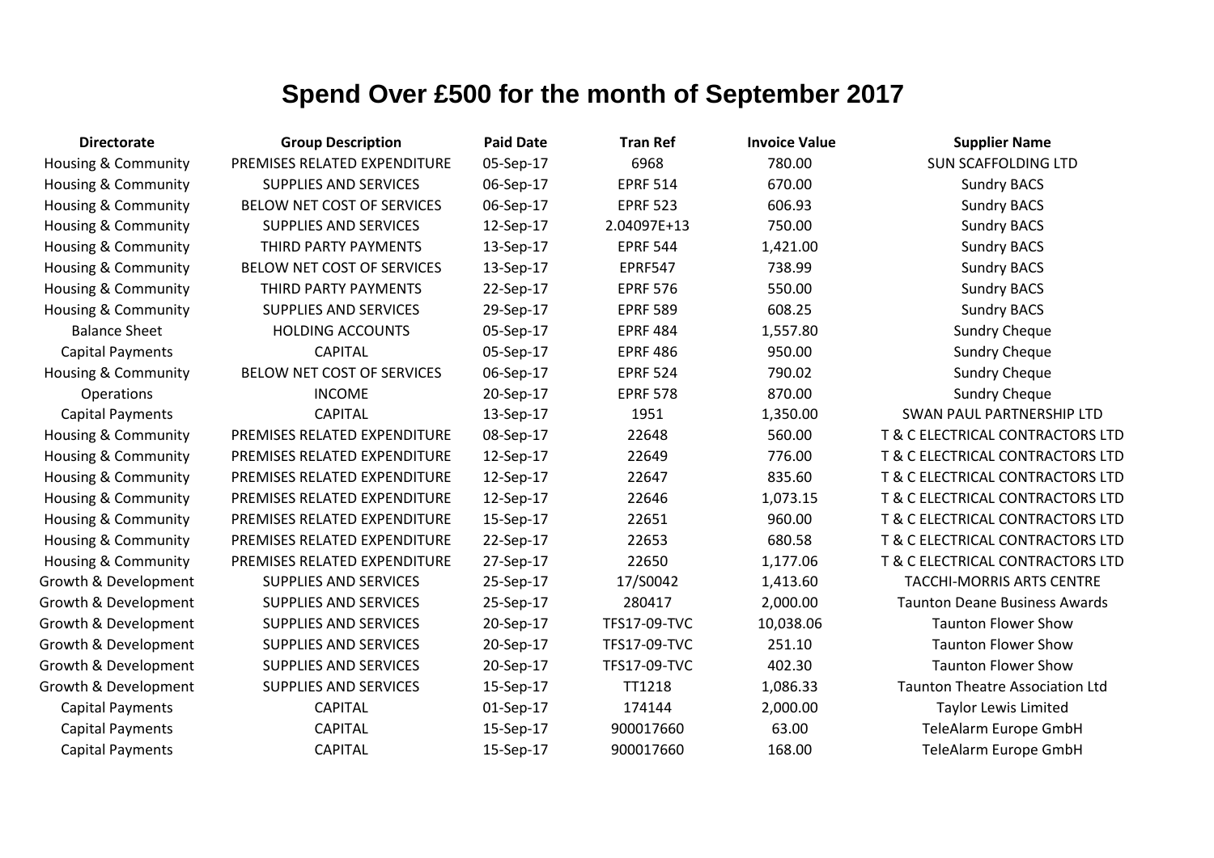# Spend Over £500 for the month of September 2017

| Directorate | Group Description | Paid Date | Tran Ref | Invoice Value | Supplier Name |
|---|---|---|---|---|---|
| Housing & Community | PREMISES RELATED EXPENDITURE | 05-Sep-17 | 6968 | 780.00 | SUN SCAFFOLDING LTD |
| Housing & Community | SUPPLIES AND SERVICES | 06-Sep-17 | EPRF 514 | 670.00 | Sundry BACS |
| Housing & Community | BELOW NET COST OF SERVICES | 06-Sep-17 | EPRF 523 | 606.93 | Sundry BACS |
| Housing & Community | SUPPLIES AND SERVICES | 12-Sep-17 | 2.04097E+13 | 750.00 | Sundry BACS |
| Housing & Community | THIRD PARTY PAYMENTS | 13-Sep-17 | EPRF 544 | 1,421.00 | Sundry BACS |
| Housing & Community | BELOW NET COST OF SERVICES | 13-Sep-17 | EPRF547 | 738.99 | Sundry BACS |
| Housing & Community | THIRD PARTY PAYMENTS | 22-Sep-17 | EPRF 576 | 550.00 | Sundry BACS |
| Housing & Community | SUPPLIES AND SERVICES | 29-Sep-17 | EPRF 589 | 608.25 | Sundry BACS |
| Balance Sheet | HOLDING ACCOUNTS | 05-Sep-17 | EPRF 484 | 1,557.80 | Sundry Cheque |
| Capital Payments | CAPITAL | 05-Sep-17 | EPRF 486 | 950.00 | Sundry Cheque |
| Housing & Community | BELOW NET COST OF SERVICES | 06-Sep-17 | EPRF 524 | 790.02 | Sundry Cheque |
| Operations | INCOME | 20-Sep-17 | EPRF 578 | 870.00 | Sundry Cheque |
| Capital Payments | CAPITAL | 13-Sep-17 | 1951 | 1,350.00 | SWAN PAUL PARTNERSHIP LTD |
| Housing & Community | PREMISES RELATED EXPENDITURE | 08-Sep-17 | 22648 | 560.00 | T & C ELECTRICAL CONTRACTORS LTD |
| Housing & Community | PREMISES RELATED EXPENDITURE | 12-Sep-17 | 22649 | 776.00 | T & C ELECTRICAL CONTRACTORS LTD |
| Housing & Community | PREMISES RELATED EXPENDITURE | 12-Sep-17 | 22647 | 835.60 | T & C ELECTRICAL CONTRACTORS LTD |
| Housing & Community | PREMISES RELATED EXPENDITURE | 12-Sep-17 | 22646 | 1,073.15 | T & C ELECTRICAL CONTRACTORS LTD |
| Housing & Community | PREMISES RELATED EXPENDITURE | 15-Sep-17 | 22651 | 960.00 | T & C ELECTRICAL CONTRACTORS LTD |
| Housing & Community | PREMISES RELATED EXPENDITURE | 22-Sep-17 | 22653 | 680.58 | T & C ELECTRICAL CONTRACTORS LTD |
| Housing & Community | PREMISES RELATED EXPENDITURE | 27-Sep-17 | 22650 | 1,177.06 | T & C ELECTRICAL CONTRACTORS LTD |
| Growth & Development | SUPPLIES AND SERVICES | 25-Sep-17 | 17/S0042 | 1,413.60 | TACCHI-MORRIS ARTS CENTRE |
| Growth & Development | SUPPLIES AND SERVICES | 25-Sep-17 | 280417 | 2,000.00 | Taunton Deane Business Awards |
| Growth & Development | SUPPLIES AND SERVICES | 20-Sep-17 | TFS17-09-TVC | 10,038.06 | Taunton Flower Show |
| Growth & Development | SUPPLIES AND SERVICES | 20-Sep-17 | TFS17-09-TVC | 251.10 | Taunton Flower Show |
| Growth & Development | SUPPLIES AND SERVICES | 20-Sep-17 | TFS17-09-TVC | 402.30 | Taunton Flower Show |
| Growth & Development | SUPPLIES AND SERVICES | 15-Sep-17 | TT1218 | 1,086.33 | Taunton Theatre Association Ltd |
| Capital Payments | CAPITAL | 01-Sep-17 | 174144 | 2,000.00 | Taylor Lewis Limited |
| Capital Payments | CAPITAL | 15-Sep-17 | 900017660 | 63.00 | TeleAlarm Europe GmbH |
| Capital Payments | CAPITAL | 15-Sep-17 | 900017660 | 168.00 | TeleAlarm Europe GmbH |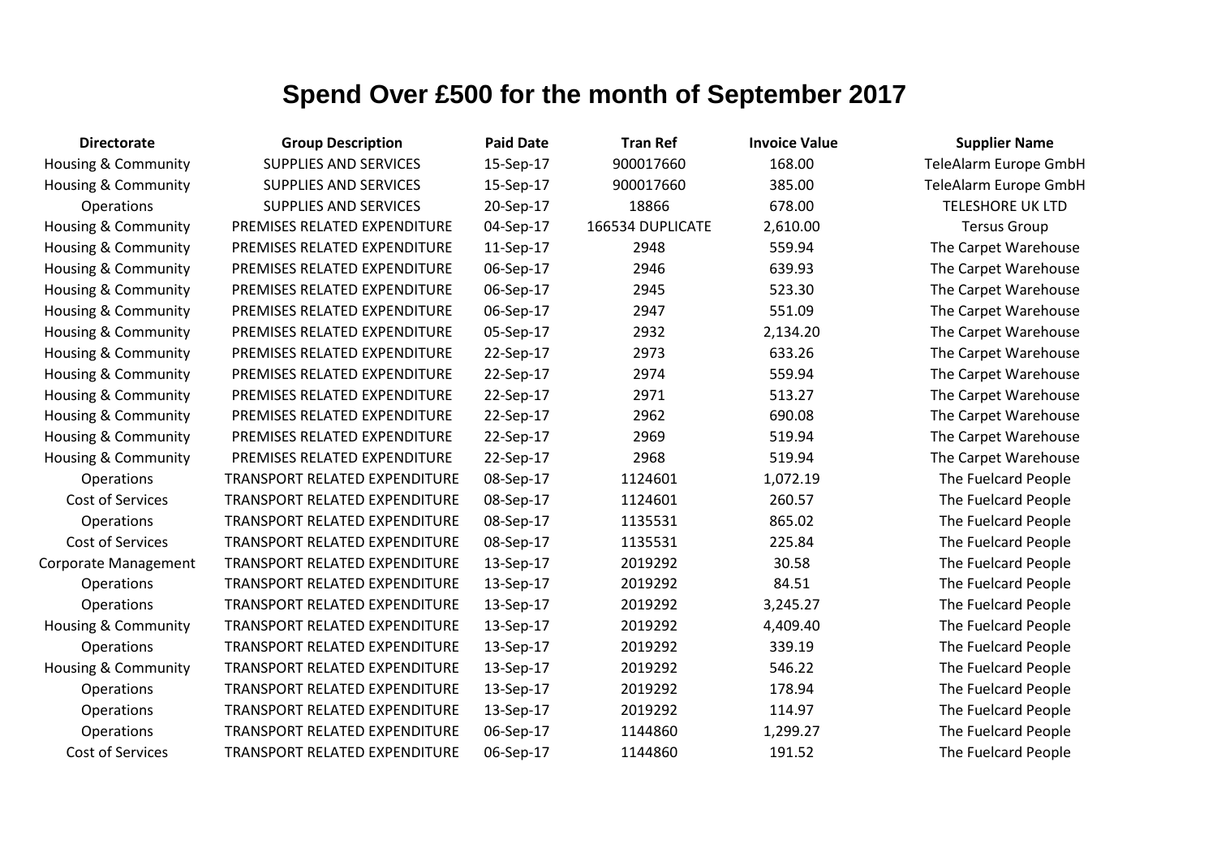# Spend Over £500 for the month of September 2017

| Directorate | Group Description | Paid Date | Tran Ref | Invoice Value | Supplier Name |
|---|---|---|---|---|---|
| Housing & Community | SUPPLIES AND SERVICES | 15-Sep-17 | 900017660 | 168.00 | TeleAlarm Europe GmbH |
| Housing & Community | SUPPLIES AND SERVICES | 15-Sep-17 | 900017660 | 385.00 | TeleAlarm Europe GmbH |
| Operations | SUPPLIES AND SERVICES | 20-Sep-17 | 18866 | 678.00 | TELESHORE UK LTD |
| Housing & Community | PREMISES RELATED EXPENDITURE | 04-Sep-17 | 166534 DUPLICATE | 2,610.00 | Tersus Group |
| Housing & Community | PREMISES RELATED EXPENDITURE | 11-Sep-17 | 2948 | 559.94 | The Carpet Warehouse |
| Housing & Community | PREMISES RELATED EXPENDITURE | 06-Sep-17 | 2946 | 639.93 | The Carpet Warehouse |
| Housing & Community | PREMISES RELATED EXPENDITURE | 06-Sep-17 | 2945 | 523.30 | The Carpet Warehouse |
| Housing & Community | PREMISES RELATED EXPENDITURE | 06-Sep-17 | 2947 | 551.09 | The Carpet Warehouse |
| Housing & Community | PREMISES RELATED EXPENDITURE | 05-Sep-17 | 2932 | 2,134.20 | The Carpet Warehouse |
| Housing & Community | PREMISES RELATED EXPENDITURE | 22-Sep-17 | 2973 | 633.26 | The Carpet Warehouse |
| Housing & Community | PREMISES RELATED EXPENDITURE | 22-Sep-17 | 2974 | 559.94 | The Carpet Warehouse |
| Housing & Community | PREMISES RELATED EXPENDITURE | 22-Sep-17 | 2971 | 513.27 | The Carpet Warehouse |
| Housing & Community | PREMISES RELATED EXPENDITURE | 22-Sep-17 | 2962 | 690.08 | The Carpet Warehouse |
| Housing & Community | PREMISES RELATED EXPENDITURE | 22-Sep-17 | 2969 | 519.94 | The Carpet Warehouse |
| Housing & Community | PREMISES RELATED EXPENDITURE | 22-Sep-17 | 2968 | 519.94 | The Carpet Warehouse |
| Operations | TRANSPORT RELATED EXPENDITURE | 08-Sep-17 | 1124601 | 1,072.19 | The Fuelcard People |
| Cost of Services | TRANSPORT RELATED EXPENDITURE | 08-Sep-17 | 1124601 | 260.57 | The Fuelcard People |
| Operations | TRANSPORT RELATED EXPENDITURE | 08-Sep-17 | 1135531 | 865.02 | The Fuelcard People |
| Cost of Services | TRANSPORT RELATED EXPENDITURE | 08-Sep-17 | 1135531 | 225.84 | The Fuelcard People |
| Corporate Management | TRANSPORT RELATED EXPENDITURE | 13-Sep-17 | 2019292 | 30.58 | The Fuelcard People |
| Operations | TRANSPORT RELATED EXPENDITURE | 13-Sep-17 | 2019292 | 84.51 | The Fuelcard People |
| Operations | TRANSPORT RELATED EXPENDITURE | 13-Sep-17 | 2019292 | 3,245.27 | The Fuelcard People |
| Housing & Community | TRANSPORT RELATED EXPENDITURE | 13-Sep-17 | 2019292 | 4,409.40 | The Fuelcard People |
| Operations | TRANSPORT RELATED EXPENDITURE | 13-Sep-17 | 2019292 | 339.19 | The Fuelcard People |
| Housing & Community | TRANSPORT RELATED EXPENDITURE | 13-Sep-17 | 2019292 | 546.22 | The Fuelcard People |
| Operations | TRANSPORT RELATED EXPENDITURE | 13-Sep-17 | 2019292 | 178.94 | The Fuelcard People |
| Operations | TRANSPORT RELATED EXPENDITURE | 13-Sep-17 | 2019292 | 114.97 | The Fuelcard People |
| Operations | TRANSPORT RELATED EXPENDITURE | 06-Sep-17 | 1144860 | 1,299.27 | The Fuelcard People |
| Cost of Services | TRANSPORT RELATED EXPENDITURE | 06-Sep-17 | 1144860 | 191.52 | The Fuelcard People |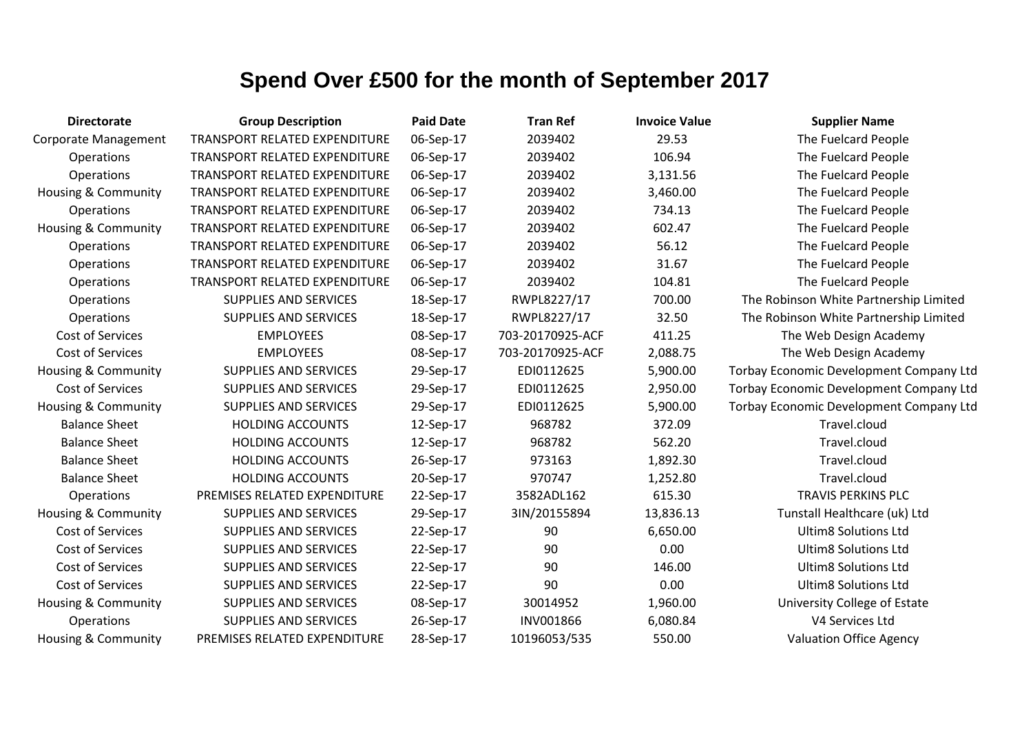# Spend Over £500 for the month of September 2017

| Directorate | Group Description | Paid Date | Tran Ref | Invoice Value | Supplier Name |
|---|---|---|---|---|---|
| Corporate Management | TRANSPORT RELATED EXPENDITURE | 06-Sep-17 | 2039402 | 29.53 | The Fuelcard People |
| Operations | TRANSPORT RELATED EXPENDITURE | 06-Sep-17 | 2039402 | 106.94 | The Fuelcard People |
| Operations | TRANSPORT RELATED EXPENDITURE | 06-Sep-17 | 2039402 | 3,131.56 | The Fuelcard People |
| Housing & Community | TRANSPORT RELATED EXPENDITURE | 06-Sep-17 | 2039402 | 3,460.00 | The Fuelcard People |
| Operations | TRANSPORT RELATED EXPENDITURE | 06-Sep-17 | 2039402 | 734.13 | The Fuelcard People |
| Housing & Community | TRANSPORT RELATED EXPENDITURE | 06-Sep-17 | 2039402 | 602.47 | The Fuelcard People |
| Operations | TRANSPORT RELATED EXPENDITURE | 06-Sep-17 | 2039402 | 56.12 | The Fuelcard People |
| Operations | TRANSPORT RELATED EXPENDITURE | 06-Sep-17 | 2039402 | 31.67 | The Fuelcard People |
| Operations | TRANSPORT RELATED EXPENDITURE | 06-Sep-17 | 2039402 | 104.81 | The Fuelcard People |
| Operations | SUPPLIES AND SERVICES | 18-Sep-17 | RWPL8227/17 | 700.00 | The Robinson White Partnership Limited |
| Operations | SUPPLIES AND SERVICES | 18-Sep-17 | RWPL8227/17 | 32.50 | The Robinson White Partnership Limited |
| Cost of Services | EMPLOYEES | 08-Sep-17 | 703-20170925-ACF | 411.25 | The Web Design Academy |
| Cost of Services | EMPLOYEES | 08-Sep-17 | 703-20170925-ACF | 2,088.75 | The Web Design Academy |
| Housing & Community | SUPPLIES AND SERVICES | 29-Sep-17 | EDI0112625 | 5,900.00 | Torbay Economic Development Company Ltd |
| Cost of Services | SUPPLIES AND SERVICES | 29-Sep-17 | EDI0112625 | 2,950.00 | Torbay Economic Development Company Ltd |
| Housing & Community | SUPPLIES AND SERVICES | 29-Sep-17 | EDI0112625 | 5,900.00 | Torbay Economic Development Company Ltd |
| Balance Sheet | HOLDING ACCOUNTS | 12-Sep-17 | 968782 | 372.09 | Travel.cloud |
| Balance Sheet | HOLDING ACCOUNTS | 12-Sep-17 | 968782 | 562.20 | Travel.cloud |
| Balance Sheet | HOLDING ACCOUNTS | 26-Sep-17 | 973163 | 1,892.30 | Travel.cloud |
| Balance Sheet | HOLDING ACCOUNTS | 20-Sep-17 | 970747 | 1,252.80 | Travel.cloud |
| Operations | PREMISES RELATED EXPENDITURE | 22-Sep-17 | 3582ADL162 | 615.30 | TRAVIS PERKINS PLC |
| Housing & Community | SUPPLIES AND SERVICES | 29-Sep-17 | 3IN/20155894 | 13,836.13 | Tunstall Healthcare (uk) Ltd |
| Cost of Services | SUPPLIES AND SERVICES | 22-Sep-17 | 90 | 6,650.00 | Ultim8 Solutions Ltd |
| Cost of Services | SUPPLIES AND SERVICES | 22-Sep-17 | 90 | 0.00 | Ultim8 Solutions Ltd |
| Cost of Services | SUPPLIES AND SERVICES | 22-Sep-17 | 90 | 146.00 | Ultim8 Solutions Ltd |
| Cost of Services | SUPPLIES AND SERVICES | 22-Sep-17 | 90 | 0.00 | Ultim8 Solutions Ltd |
| Housing & Community | SUPPLIES AND SERVICES | 08-Sep-17 | 30014952 | 1,960.00 | University College of Estate |
| Operations | SUPPLIES AND SERVICES | 26-Sep-17 | INV001866 | 6,080.84 | V4 Services Ltd |
| Housing & Community | PREMISES RELATED EXPENDITURE | 28-Sep-17 | 10196053/535 | 550.00 | Valuation Office Agency |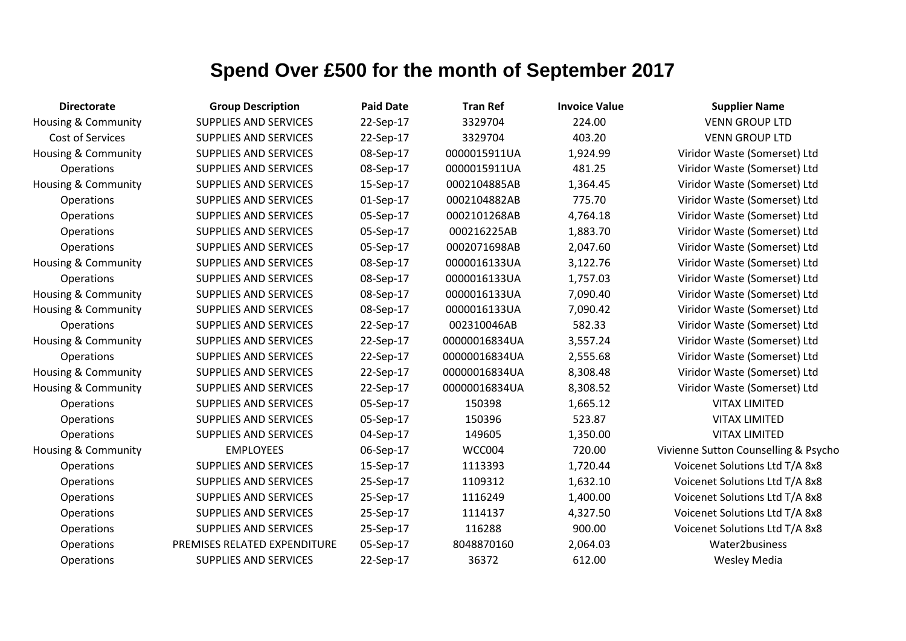# Spend Over £500 for the month of September 2017

| Directorate | Group Description | Paid Date | Tran Ref | Invoice Value | Supplier Name |
|---|---|---|---|---|---|
| Housing & Community | SUPPLIES AND SERVICES | 22-Sep-17 | 3329704 | 224.00 | VENN GROUP LTD |
| Cost of Services | SUPPLIES AND SERVICES | 22-Sep-17 | 3329704 | 403.20 | VENN GROUP LTD |
| Housing & Community | SUPPLIES AND SERVICES | 08-Sep-17 | 0000015911UA | 1,924.99 | Viridor Waste (Somerset) Ltd |
| Operations | SUPPLIES AND SERVICES | 08-Sep-17 | 0000015911UA | 481.25 | Viridor Waste (Somerset) Ltd |
| Housing & Community | SUPPLIES AND SERVICES | 15-Sep-17 | 0002104885AB | 1,364.45 | Viridor Waste (Somerset) Ltd |
| Operations | SUPPLIES AND SERVICES | 01-Sep-17 | 0002104882AB | 775.70 | Viridor Waste (Somerset) Ltd |
| Operations | SUPPLIES AND SERVICES | 05-Sep-17 | 0002101268AB | 4,764.18 | Viridor Waste (Somerset) Ltd |
| Operations | SUPPLIES AND SERVICES | 05-Sep-17 | 000216225AB | 1,883.70 | Viridor Waste (Somerset) Ltd |
| Operations | SUPPLIES AND SERVICES | 05-Sep-17 | 0002071698AB | 2,047.60 | Viridor Waste (Somerset) Ltd |
| Housing & Community | SUPPLIES AND SERVICES | 08-Sep-17 | 0000016133UA | 3,122.76 | Viridor Waste (Somerset) Ltd |
| Operations | SUPPLIES AND SERVICES | 08-Sep-17 | 0000016133UA | 1,757.03 | Viridor Waste (Somerset) Ltd |
| Housing & Community | SUPPLIES AND SERVICES | 08-Sep-17 | 0000016133UA | 7,090.40 | Viridor Waste (Somerset) Ltd |
| Housing & Community | SUPPLIES AND SERVICES | 08-Sep-17 | 0000016133UA | 7,090.42 | Viridor Waste (Somerset) Ltd |
| Operations | SUPPLIES AND SERVICES | 22-Sep-17 | 002310046AB | 582.33 | Viridor Waste (Somerset) Ltd |
| Housing & Community | SUPPLIES AND SERVICES | 22-Sep-17 | 00000016834UA | 3,557.24 | Viridor Waste (Somerset) Ltd |
| Operations | SUPPLIES AND SERVICES | 22-Sep-17 | 00000016834UA | 2,555.68 | Viridor Waste (Somerset) Ltd |
| Housing & Community | SUPPLIES AND SERVICES | 22-Sep-17 | 00000016834UA | 8,308.48 | Viridor Waste (Somerset) Ltd |
| Housing & Community | SUPPLIES AND SERVICES | 22-Sep-17 | 00000016834UA | 8,308.52 | Viridor Waste (Somerset) Ltd |
| Operations | SUPPLIES AND SERVICES | 05-Sep-17 | 150398 | 1,665.12 | VITAX LIMITED |
| Operations | SUPPLIES AND SERVICES | 05-Sep-17 | 150396 | 523.87 | VITAX LIMITED |
| Operations | SUPPLIES AND SERVICES | 04-Sep-17 | 149605 | 1,350.00 | VITAX LIMITED |
| Housing & Community | EMPLOYEES | 06-Sep-17 | WCC004 | 720.00 | Vivienne Sutton Counselling & Psycho |
| Operations | SUPPLIES AND SERVICES | 15-Sep-17 | 1113393 | 1,720.44 | Voicenet Solutions Ltd T/A 8x8 |
| Operations | SUPPLIES AND SERVICES | 25-Sep-17 | 1109312 | 1,632.10 | Voicenet Solutions Ltd T/A 8x8 |
| Operations | SUPPLIES AND SERVICES | 25-Sep-17 | 1116249 | 1,400.00 | Voicenet Solutions Ltd T/A 8x8 |
| Operations | SUPPLIES AND SERVICES | 25-Sep-17 | 1114137 | 4,327.50 | Voicenet Solutions Ltd T/A 8x8 |
| Operations | SUPPLIES AND SERVICES | 25-Sep-17 | 116288 | 900.00 | Voicenet Solutions Ltd T/A 8x8 |
| Operations | PREMISES RELATED EXPENDITURE | 05-Sep-17 | 8048870160 | 2,064.03 | Water2business |
| Operations | SUPPLIES AND SERVICES | 22-Sep-17 | 36372 | 612.00 | Wesley Media |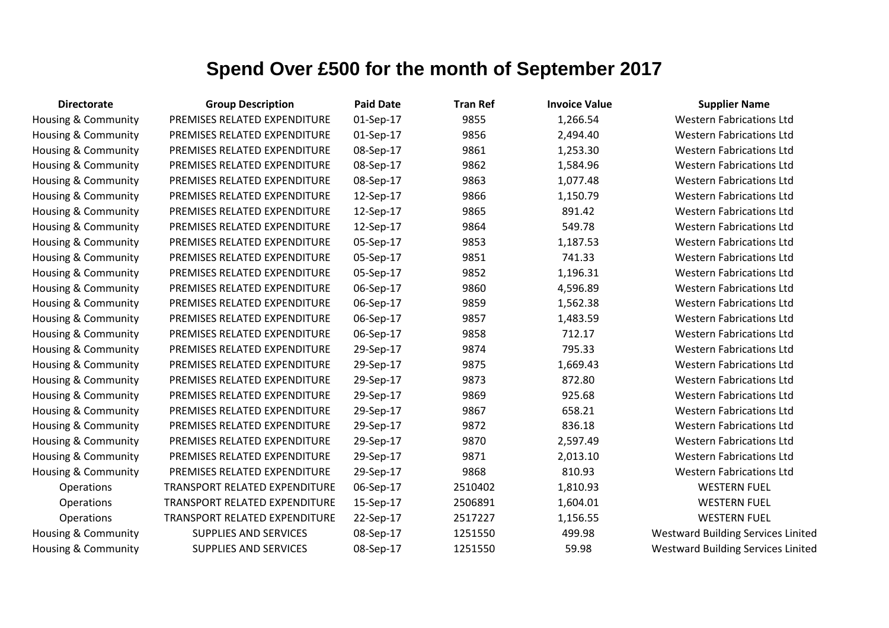# Spend Over £500 for the month of September 2017

| Directorate | Group Description | Paid Date | Tran Ref | Invoice Value | Supplier Name |
|---|---|---|---|---|---|
| Housing & Community | PREMISES RELATED EXPENDITURE | 01-Sep-17 | 9855 | 1,266.54 | Western Fabrications Ltd |
| Housing & Community | PREMISES RELATED EXPENDITURE | 01-Sep-17 | 9856 | 2,494.40 | Western Fabrications Ltd |
| Housing & Community | PREMISES RELATED EXPENDITURE | 08-Sep-17 | 9861 | 1,253.30 | Western Fabrications Ltd |
| Housing & Community | PREMISES RELATED EXPENDITURE | 08-Sep-17 | 9862 | 1,584.96 | Western Fabrications Ltd |
| Housing & Community | PREMISES RELATED EXPENDITURE | 08-Sep-17 | 9863 | 1,077.48 | Western Fabrications Ltd |
| Housing & Community | PREMISES RELATED EXPENDITURE | 12-Sep-17 | 9866 | 1,150.79 | Western Fabrications Ltd |
| Housing & Community | PREMISES RELATED EXPENDITURE | 12-Sep-17 | 9865 | 891.42 | Western Fabrications Ltd |
| Housing & Community | PREMISES RELATED EXPENDITURE | 12-Sep-17 | 9864 | 549.78 | Western Fabrications Ltd |
| Housing & Community | PREMISES RELATED EXPENDITURE | 05-Sep-17 | 9853 | 1,187.53 | Western Fabrications Ltd |
| Housing & Community | PREMISES RELATED EXPENDITURE | 05-Sep-17 | 9851 | 741.33 | Western Fabrications Ltd |
| Housing & Community | PREMISES RELATED EXPENDITURE | 05-Sep-17 | 9852 | 1,196.31 | Western Fabrications Ltd |
| Housing & Community | PREMISES RELATED EXPENDITURE | 06-Sep-17 | 9860 | 4,596.89 | Western Fabrications Ltd |
| Housing & Community | PREMISES RELATED EXPENDITURE | 06-Sep-17 | 9859 | 1,562.38 | Western Fabrications Ltd |
| Housing & Community | PREMISES RELATED EXPENDITURE | 06-Sep-17 | 9857 | 1,483.59 | Western Fabrications Ltd |
| Housing & Community | PREMISES RELATED EXPENDITURE | 06-Sep-17 | 9858 | 712.17 | Western Fabrications Ltd |
| Housing & Community | PREMISES RELATED EXPENDITURE | 29-Sep-17 | 9874 | 795.33 | Western Fabrications Ltd |
| Housing & Community | PREMISES RELATED EXPENDITURE | 29-Sep-17 | 9875 | 1,669.43 | Western Fabrications Ltd |
| Housing & Community | PREMISES RELATED EXPENDITURE | 29-Sep-17 | 9873 | 872.80 | Western Fabrications Ltd |
| Housing & Community | PREMISES RELATED EXPENDITURE | 29-Sep-17 | 9869 | 925.68 | Western Fabrications Ltd |
| Housing & Community | PREMISES RELATED EXPENDITURE | 29-Sep-17 | 9867 | 658.21 | Western Fabrications Ltd |
| Housing & Community | PREMISES RELATED EXPENDITURE | 29-Sep-17 | 9872 | 836.18 | Western Fabrications Ltd |
| Housing & Community | PREMISES RELATED EXPENDITURE | 29-Sep-17 | 9870 | 2,597.49 | Western Fabrications Ltd |
| Housing & Community | PREMISES RELATED EXPENDITURE | 29-Sep-17 | 9871 | 2,013.10 | Western Fabrications Ltd |
| Housing & Community | PREMISES RELATED EXPENDITURE | 29-Sep-17 | 9868 | 810.93 | Western Fabrications Ltd |
| Operations | TRANSPORT RELATED EXPENDITURE | 06-Sep-17 | 2510402 | 1,810.93 | WESTERN FUEL |
| Operations | TRANSPORT RELATED EXPENDITURE | 15-Sep-17 | 2506891 | 1,604.01 | WESTERN FUEL |
| Operations | TRANSPORT RELATED EXPENDITURE | 22-Sep-17 | 2517227 | 1,156.55 | WESTERN FUEL |
| Housing & Community | SUPPLIES AND SERVICES | 08-Sep-17 | 1251550 | 499.98 | Westward Building Services Limited |
| Housing & Community | SUPPLIES AND SERVICES | 08-Sep-17 | 1251550 | 59.98 | Westward Building Services Limited |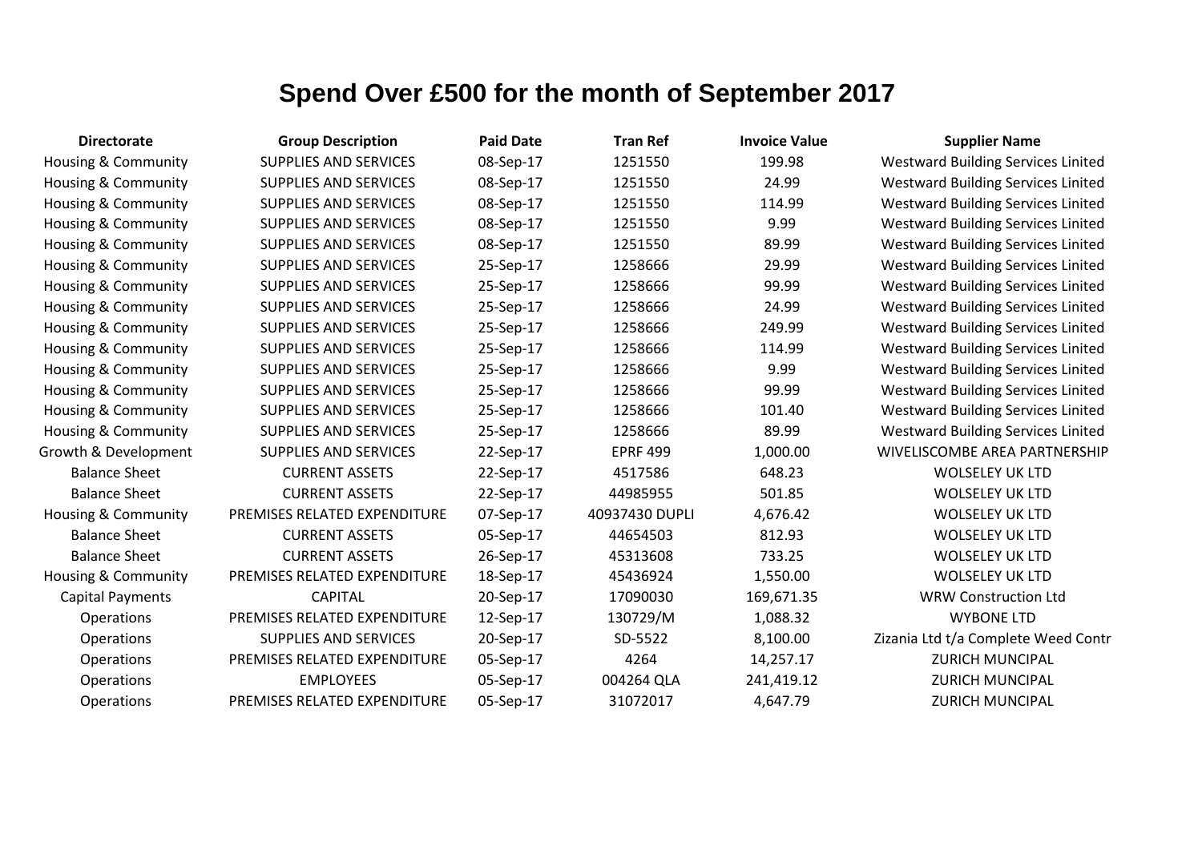# Spend Over £500 for the month of September 2017

| Directorate | Group Description | Paid Date | Tran Ref | Invoice Value | Supplier Name |
|---|---|---|---|---|---|
| Housing & Community | SUPPLIES AND SERVICES | 08-Sep-17 | 1251550 | 199.98 | Westward Building Services Linited |
| Housing & Community | SUPPLIES AND SERVICES | 08-Sep-17 | 1251550 | 24.99 | Westward Building Services Linited |
| Housing & Community | SUPPLIES AND SERVICES | 08-Sep-17 | 1251550 | 114.99 | Westward Building Services Linited |
| Housing & Community | SUPPLIES AND SERVICES | 08-Sep-17 | 1251550 | 9.99 | Westward Building Services Linited |
| Housing & Community | SUPPLIES AND SERVICES | 08-Sep-17 | 1251550 | 89.99 | Westward Building Services Linited |
| Housing & Community | SUPPLIES AND SERVICES | 25-Sep-17 | 1258666 | 29.99 | Westward Building Services Linited |
| Housing & Community | SUPPLIES AND SERVICES | 25-Sep-17 | 1258666 | 99.99 | Westward Building Services Linited |
| Housing & Community | SUPPLIES AND SERVICES | 25-Sep-17 | 1258666 | 24.99 | Westward Building Services Linited |
| Housing & Community | SUPPLIES AND SERVICES | 25-Sep-17 | 1258666 | 249.99 | Westward Building Services Linited |
| Housing & Community | SUPPLIES AND SERVICES | 25-Sep-17 | 1258666 | 114.99 | Westward Building Services Linited |
| Housing & Community | SUPPLIES AND SERVICES | 25-Sep-17 | 1258666 | 9.99 | Westward Building Services Linited |
| Housing & Community | SUPPLIES AND SERVICES | 25-Sep-17 | 1258666 | 99.99 | Westward Building Services Linited |
| Housing & Community | SUPPLIES AND SERVICES | 25-Sep-17 | 1258666 | 101.40 | Westward Building Services Linited |
| Housing & Community | SUPPLIES AND SERVICES | 25-Sep-17 | 1258666 | 89.99 | Westward Building Services Linited |
| Growth & Development | SUPPLIES AND SERVICES | 22-Sep-17 | EPRF 499 | 1,000.00 | WIVELISCOMBE AREA PARTNERSHIP |
| Balance Sheet | CURRENT ASSETS | 22-Sep-17 | 4517586 | 648.23 | WOLSELEY UK LTD |
| Balance Sheet | CURRENT ASSETS | 22-Sep-17 | 44985955 | 501.85 | WOLSELEY UK LTD |
| Housing & Community | PREMISES RELATED EXPENDITURE | 07-Sep-17 | 40937430 DUPLI | 4,676.42 | WOLSELEY UK LTD |
| Balance Sheet | CURRENT ASSETS | 05-Sep-17 | 44654503 | 812.93 | WOLSELEY UK LTD |
| Balance Sheet | CURRENT ASSETS | 26-Sep-17 | 45313608 | 733.25 | WOLSELEY UK LTD |
| Housing & Community | PREMISES RELATED EXPENDITURE | 18-Sep-17 | 45436924 | 1,550.00 | WOLSELEY UK LTD |
| Capital Payments | CAPITAL | 20-Sep-17 | 17090030 | 169,671.35 | WRW Construction Ltd |
| Operations | PREMISES RELATED EXPENDITURE | 12-Sep-17 | 130729/M | 1,088.32 | WYBONE LTD |
| Operations | SUPPLIES AND SERVICES | 20-Sep-17 | SD-5522 | 8,100.00 | Zizania Ltd t/a Complete Weed Contr |
| Operations | PREMISES RELATED EXPENDITURE | 05-Sep-17 | 4264 | 14,257.17 | ZURICH MUNCIPAL |
| Operations | EMPLOYEES | 05-Sep-17 | 004264 QLA | 241,419.12 | ZURICH MUNCIPAL |
| Operations | PREMISES RELATED EXPENDITURE | 05-Sep-17 | 31072017 | 4,647.79 | ZURICH MUNCIPAL |